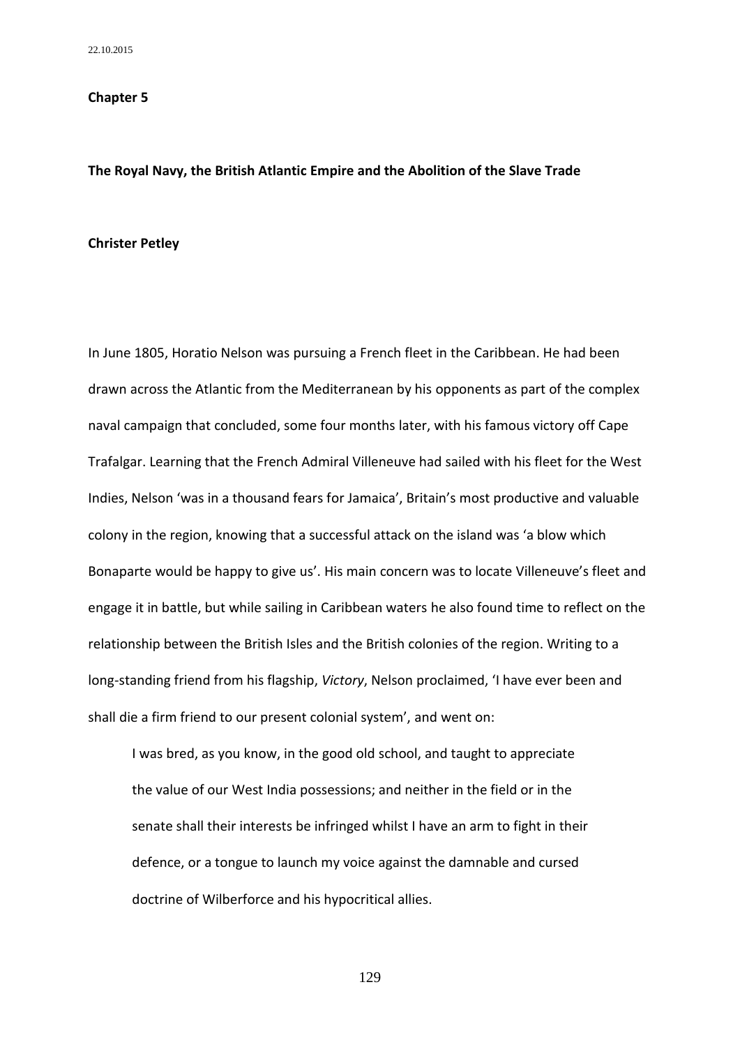22.10.2015

**Chapter 5**

# The Royal Navy, the British Atlantic Empire and the Abolition of the Slave Trade

**Christer Petley**

In June 1805, Horatio Nelson was pursuing a French fleet in the Caribbean. He had been drawn across the Atlantic from the Mediterranean by his opponents as part of the complex naval campaign that concluded, some four months later, with his famous victory off Cape Trafalgar. Learning that the French Admiral Villeneuve had sailed with his fleet for the West Indies, Nelson 'was in a thousand fears for Jamaica', Britain's most productive and valuable colony in the region, knowing that a successful attack on the island was 'a blow which Bonaparte would be happy to give us'. His main concern was to locate Villeneuve's fleet and engage it in battle, but while sailing in Caribbean waters he also found time to reflect on the relationship between the British Isles and the British colonies of the region. Writing to a long-standing friend from his flagship, *Victory*, Nelson proclaimed, 'I have ever been and shall die a firm friend to our present colonial system', and went on:

> I was bred, as you know, in the good old school, and taught to appreciate the value of our West India possessions; and neither in the field or in the senate shall their interests be infringed whilst I have an arm to fight in their defence, or a tongue to launch my voice against the damnable and cursed doctrine of Wilberforce and his hypocritical allies.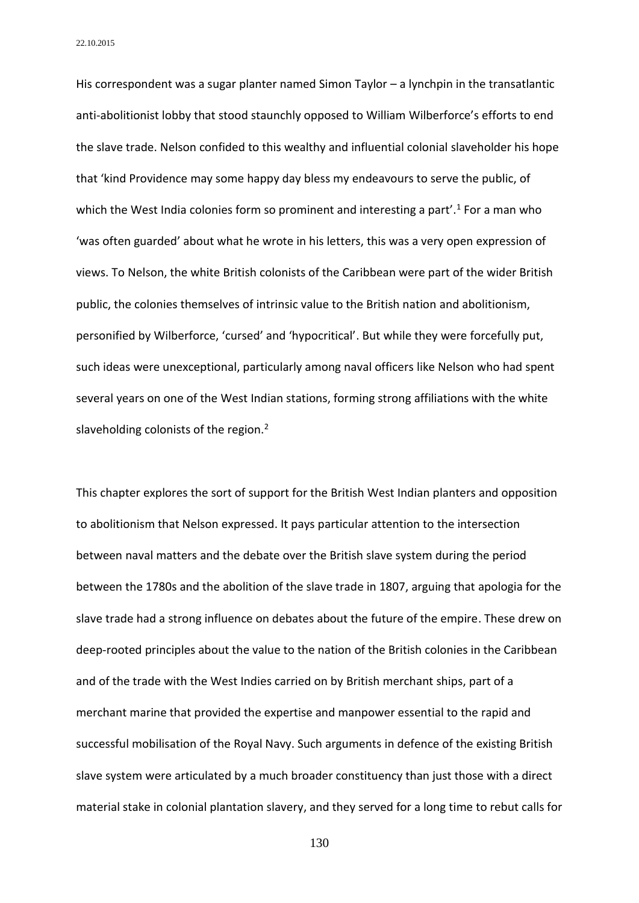His correspondent was a sugar planter named Simon Taylor – a lynchpin in the transatlantic anti-abolitionist lobby that stood staunchly opposed to William Wilberforce's efforts to end the slave trade. Nelson confided to this wealthy and influential colonial slaveholder his hope that 'kind Providence may some happy day bless my endeavours to serve the public, of which the West India colonies form so prominent and interesting a part'.[1] For a man who 'was often guarded' about what he wrote in his letters, this was a very open expression of views. To Nelson, the white British colonists of the Caribbean were part of the wider British public, the colonies themselves of intrinsic value to the British nation and abolitionism, personified by Wilberforce, 'cursed' and 'hypocritical'. But while they were forcefully put, such ideas were unexceptional, particularly among naval officers like Nelson who had spent several years on one of the West Indian stations, forming strong affiliations with the white slaveholding colonists of the region.[2]

This chapter explores the sort of support for the British West Indian planters and opposition to abolitionism that Nelson expressed. It pays particular attention to the intersection between naval matters and the debate over the British slave system during the period between the 1780s and the abolition of the slave trade in 1807, arguing that apologia for the slave trade had a strong influence on debates about the future of the empire. These drew on deep-rooted principles about the value to the nation of the British colonies in the Caribbean and of the trade with the West Indies carried on by British merchant ships, part of a merchant marine that provided the expertise and manpower essential to the rapid and successful mobilisation of the Royal Navy. Such arguments in defence of the existing British slave system were articulated by a much broader constituency than just those with a direct material stake in colonial plantation slavery, and they served for a long time to rebut calls for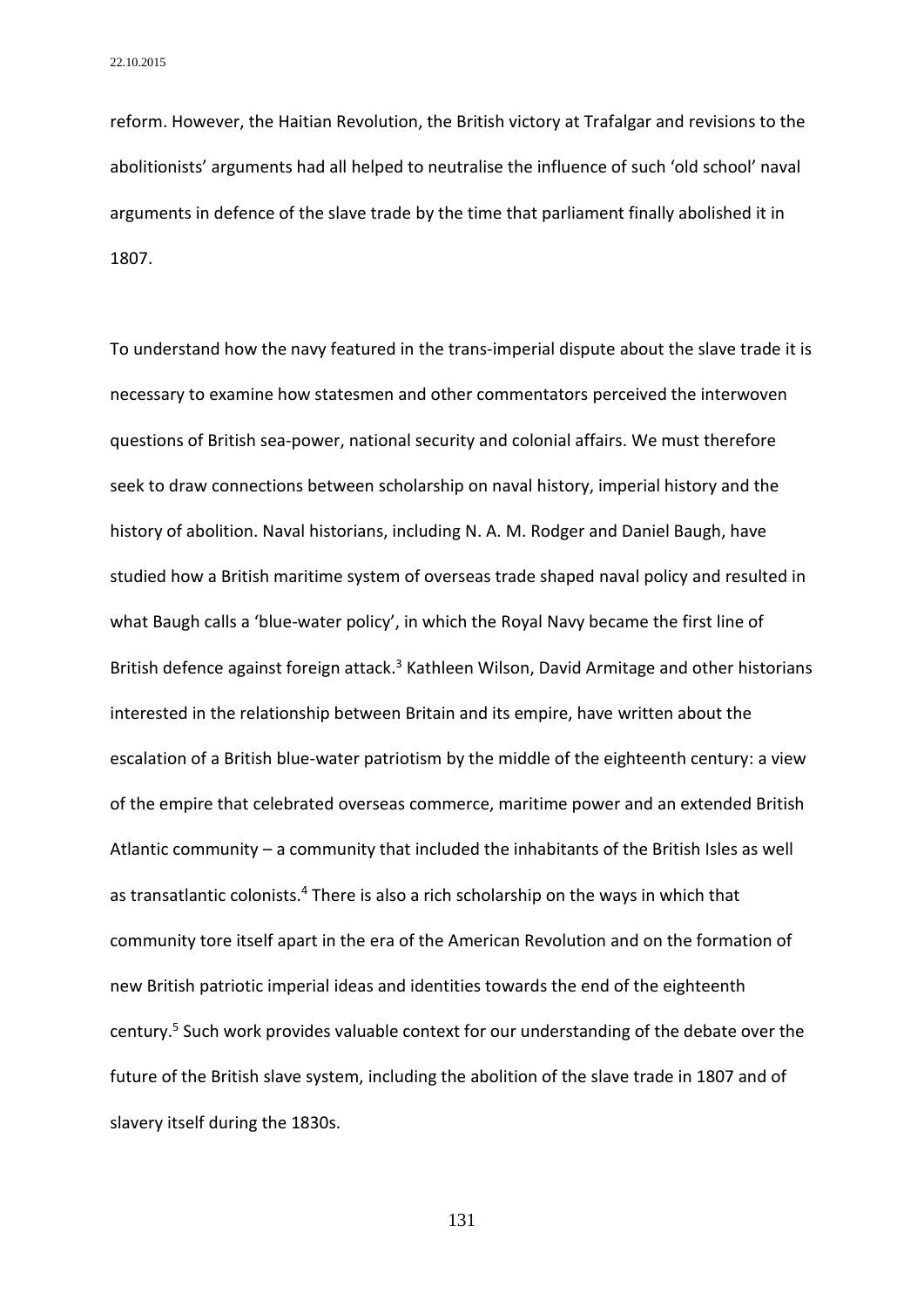reform. However, the Haitian Revolution, the British victory at Trafalgar and revisions to the abolitionists' arguments had all helped to neutralise the influence of such 'old school' naval arguments in defence of the slave trade by the time that parliament finally abolished it in 1807.

To understand how the navy featured in the trans-imperial dispute about the slave trade it is necessary to examine how statesmen and other commentators perceived the interwoven questions of British sea-power, national security and colonial affairs. We must therefore seek to draw connections between scholarship on naval history, imperial history and the history of abolition. Naval historians, including N. A. M. Rodger and Daniel Baugh, have studied how a British maritime system of overseas trade shaped naval policy and resulted in what Baugh calls a 'blue-water policy', in which the Royal Navy became the first line of British defence against foreign attack.[3] Kathleen Wilson, David Armitage and other historians interested in the relationship between Britain and its empire, have written about the escalation of a British blue-water patriotism by the middle of the eighteenth century: a view of the empire that celebrated overseas commerce, maritime power and an extended British Atlantic community – a community that included the inhabitants of the British Isles as well as transatlantic colonists.[4] There is also a rich scholarship on the ways in which that community tore itself apart in the era of the American Revolution and on the formation of new British patriotic imperial ideas and identities towards the end of the eighteenth century.[5] Such work provides valuable context for our understanding of the debate over the future of the British slave system, including the abolition of the slave trade in 1807 and of slavery itself during the 1830s.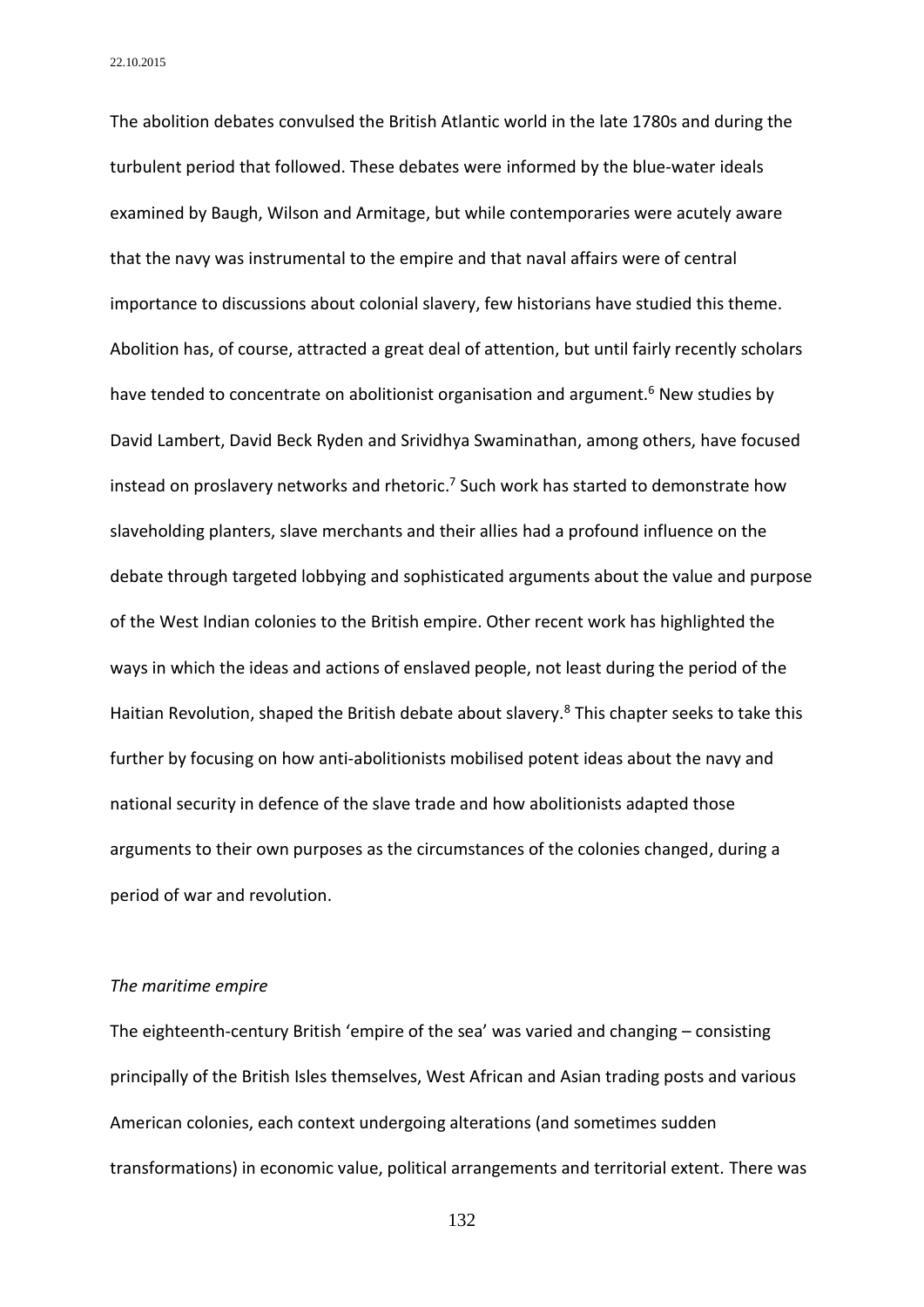The abolition debates convulsed the British Atlantic world in the late 1780s and during the turbulent period that followed. These debates were informed by the blue-water ideals examined by Baugh, Wilson and Armitage, but while contemporaries were acutely aware that the navy was instrumental to the empire and that naval affairs were of central importance to discussions about colonial slavery, few historians have studied this theme. Abolition has, of course, attracted a great deal of attention, but until fairly recently scholars have tended to concentrate on abolitionist organisation and argument.[6] New studies by David Lambert, David Beck Ryden and Srividhya Swaminathan, among others, have focused instead on proslavery networks and rhetoric.[7] Such work has started to demonstrate how slaveholding planters, slave merchants and their allies had a profound influence on the debate through targeted lobbying and sophisticated arguments about the value and purpose of the West Indian colonies to the British empire. Other recent work has highlighted the ways in which the ideas and actions of enslaved people, not least during the period of the Haitian Revolution, shaped the British debate about slavery.[8] This chapter seeks to take this further by focusing on how anti-abolitionists mobilised potent ideas about the navy and national security in defence of the slave trade and how abolitionists adapted those arguments to their own purposes as the circumstances of the colonies changed, during a period of war and revolution.

*The maritime empire*

The eighteenth-century British 'empire of the sea' was varied and changing – consisting principally of the British Isles themselves, West African and Asian trading posts and various American colonies, each context undergoing alterations (and sometimes sudden transformations) in economic value, political arrangements and territorial extent. There was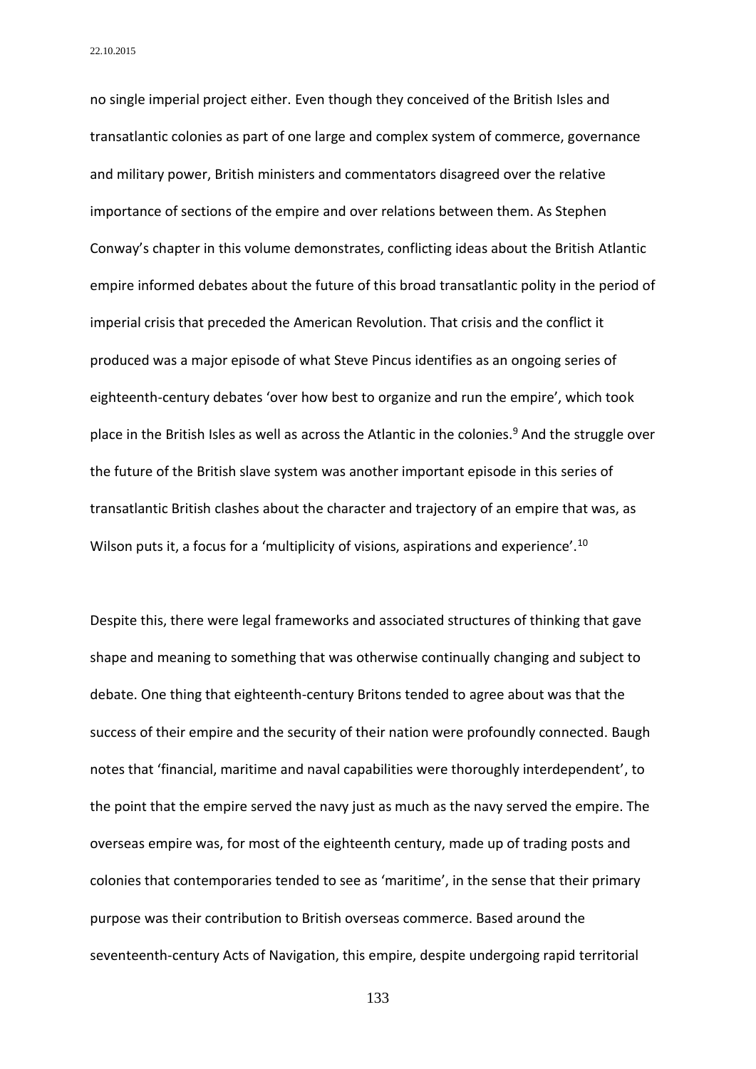no single imperial project either. Even though they conceived of the British Isles and transatlantic colonies as part of one large and complex system of commerce, governance and military power, British ministers and commentators disagreed over the relative importance of sections of the empire and over relations between them. As Stephen Conway's chapter in this volume demonstrates, conflicting ideas about the British Atlantic empire informed debates about the future of this broad transatlantic polity in the period of imperial crisis that preceded the American Revolution. That crisis and the conflict it produced was a major episode of what Steve Pincus identifies as an ongoing series of eighteenth-century debates 'over how best to organize and run the empire', which took place in the British Isles as well as across the Atlantic in the colonies.[9] And the struggle over the future of the British slave system was another important episode in this series of transatlantic British clashes about the character and trajectory of an empire that was, as Wilson puts it, a focus for a 'multiplicity of visions, aspirations and experience'.[10]

Despite this, there were legal frameworks and associated structures of thinking that gave shape and meaning to something that was otherwise continually changing and subject to debate. One thing that eighteenth-century Britons tended to agree about was that the success of their empire and the security of their nation were profoundly connected. Baugh notes that 'financial, maritime and naval capabilities were thoroughly interdependent', to the point that the empire served the navy just as much as the navy served the empire. The overseas empire was, for most of the eighteenth century, made up of trading posts and colonies that contemporaries tended to see as 'maritime', in the sense that their primary purpose was their contribution to British overseas commerce. Based around the seventeenth-century Acts of Navigation, this empire, despite undergoing rapid territorial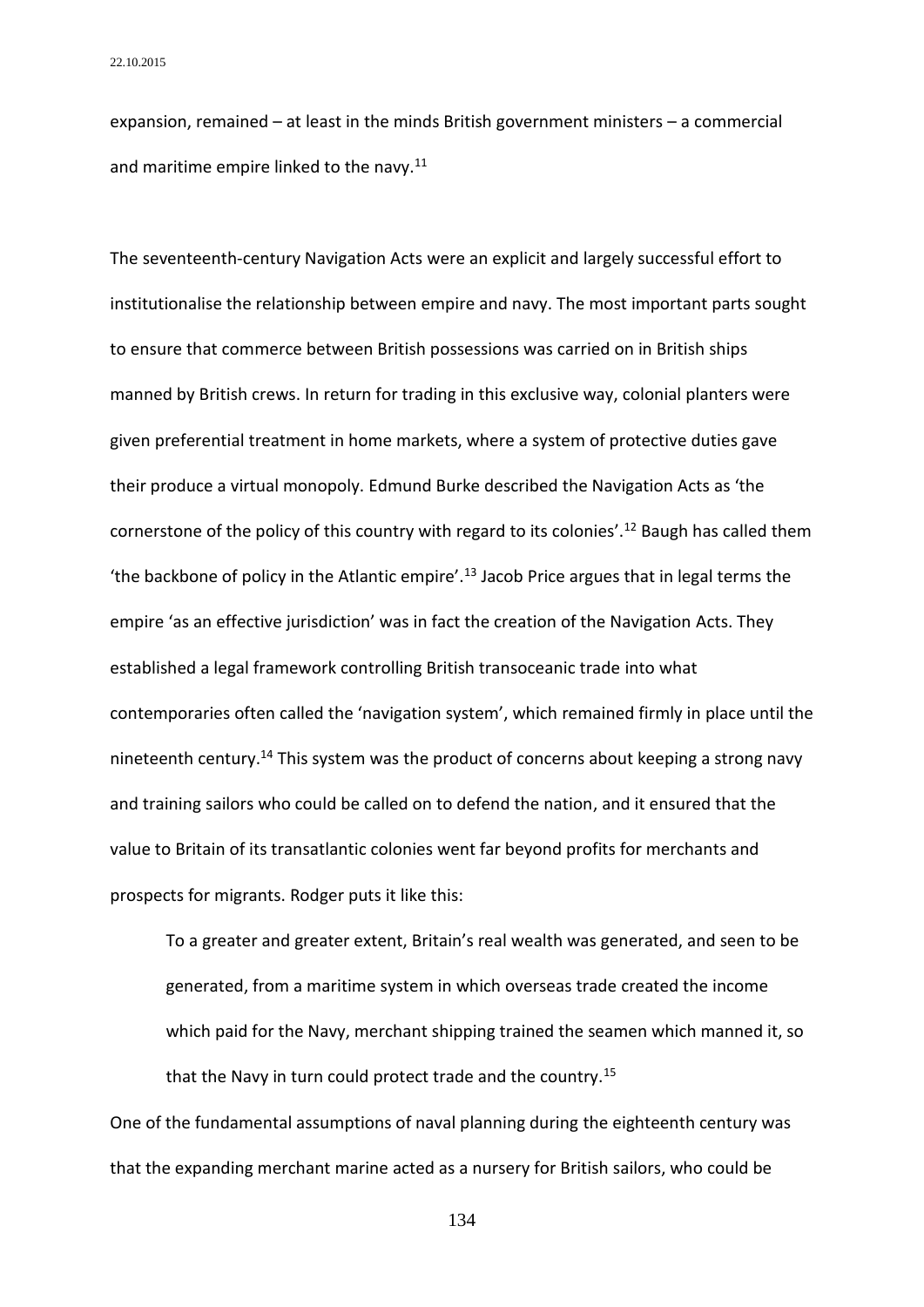expansion, remained – at least in the minds British government ministers – a commercial and maritime empire linked to the navy.[11]

The seventeenth-century Navigation Acts were an explicit and largely successful effort to institutionalise the relationship between empire and navy. The most important parts sought to ensure that commerce between British possessions was carried on in British ships manned by British crews. In return for trading in this exclusive way, colonial planters were given preferential treatment in home markets, where a system of protective duties gave their produce a virtual monopoly. Edmund Burke described the Navigation Acts as 'the cornerstone of the policy of this country with regard to its colonies'.[12] Baugh has called them 'the backbone of policy in the Atlantic empire'.[13] Jacob Price argues that in legal terms the empire 'as an effective jurisdiction' was in fact the creation of the Navigation Acts. They established a legal framework controlling British transoceanic trade into what contemporaries often called the 'navigation system', which remained firmly in place until the nineteenth century.[14] This system was the product of concerns about keeping a strong navy and training sailors who could be called on to defend the nation, and it ensured that the value to Britain of its transatlantic colonies went far beyond profits for merchants and prospects for migrants. Rodger puts it like this:

> To a greater and greater extent, Britain's real wealth was generated, and seen to be generated, from a maritime system in which overseas trade created the income which paid for the Navy, merchant shipping trained the seamen which manned it, so that the Navy in turn could protect trade and the country.[15]

One of the fundamental assumptions of naval planning during the eighteenth century was that the expanding merchant marine acted as a nursery for British sailors, who could be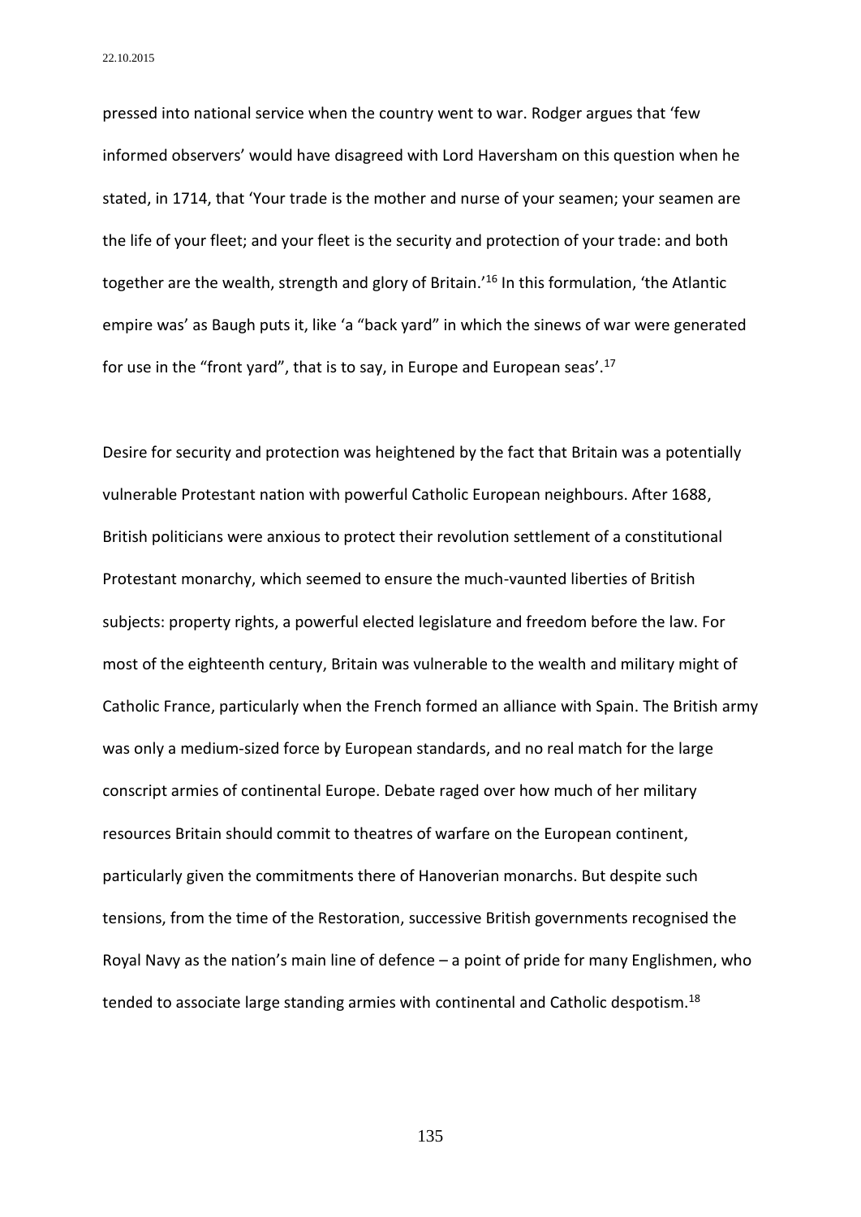pressed into national service when the country went to war. Rodger argues that 'few informed observers' would have disagreed with Lord Haversham on this question when he stated, in 1714, that 'Your trade is the mother and nurse of your seamen; your seamen are the life of your fleet; and your fleet is the security and protection of your trade: and both together are the wealth, strength and glory of Britain.'[16] In this formulation, 'the Atlantic empire was' as Baugh puts it, like 'a "back yard" in which the sinews of war were generated for use in the "front yard", that is to say, in Europe and European seas'.[17]

Desire for security and protection was heightened by the fact that Britain was a potentially vulnerable Protestant nation with powerful Catholic European neighbours. After 1688, British politicians were anxious to protect their revolution settlement of a constitutional Protestant monarchy, which seemed to ensure the much-vaunted liberties of British subjects: property rights, a powerful elected legislature and freedom before the law. For most of the eighteenth century, Britain was vulnerable to the wealth and military might of Catholic France, particularly when the French formed an alliance with Spain. The British army was only a medium-sized force by European standards, and no real match for the large conscript armies of continental Europe. Debate raged over how much of her military resources Britain should commit to theatres of warfare on the European continent, particularly given the commitments there of Hanoverian monarchs. But despite such tensions, from the time of the Restoration, successive British governments recognised the Royal Navy as the nation's main line of defence – a point of pride for many Englishmen, who tended to associate large standing armies with continental and Catholic despotism.[18]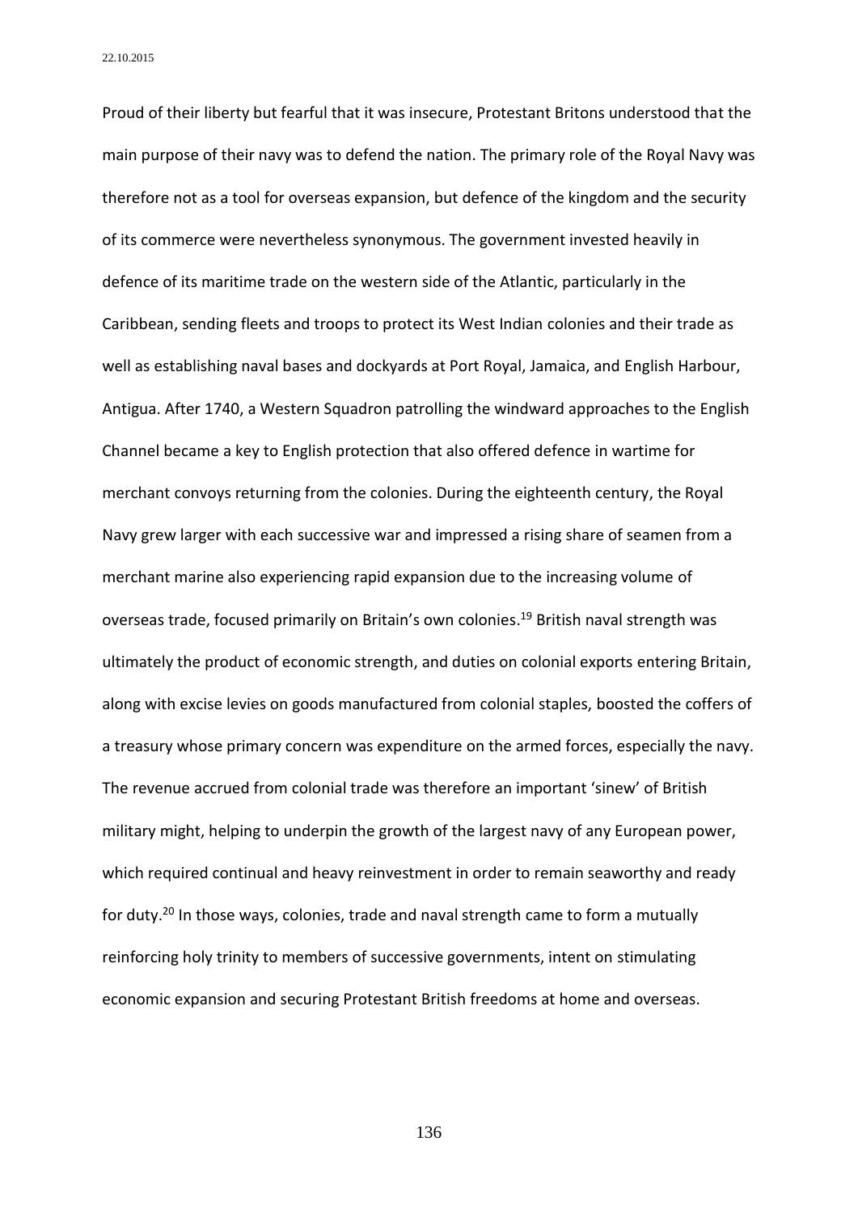Proud of their liberty but fearful that it was insecure, Protestant Britons understood that the main purpose of their navy was to defend the nation. The primary role of the Royal Navy was therefore not as a tool for overseas expansion, but defence of the kingdom and the security of its commerce were nevertheless synonymous. The government invested heavily in defence of its maritime trade on the western side of the Atlantic, particularly in the Caribbean, sending fleets and troops to protect its West Indian colonies and their trade as well as establishing naval bases and dockyards at Port Royal, Jamaica, and English Harbour, Antigua. After 1740, a Western Squadron patrolling the windward approaches to the English Channel became a key to English protection that also offered defence in wartime for merchant convoys returning from the colonies. During the eighteenth century, the Royal Navy grew larger with each successive war and impressed a rising share of seamen from a merchant marine also experiencing rapid expansion due to the increasing volume of overseas trade, focused primarily on Britain's own colonies.[19] British naval strength was ultimately the product of economic strength, and duties on colonial exports entering Britain, along with excise levies on goods manufactured from colonial staples, boosted the coffers of a treasury whose primary concern was expenditure on the armed forces, especially the navy. The revenue accrued from colonial trade was therefore an important 'sinew' of British military might, helping to underpin the growth of the largest navy of any European power, which required continual and heavy reinvestment in order to remain seaworthy and ready for duty.[20] In those ways, colonies, trade and naval strength came to form a mutually reinforcing holy trinity to members of successive governments, intent on stimulating economic expansion and securing Protestant British freedoms at home and overseas.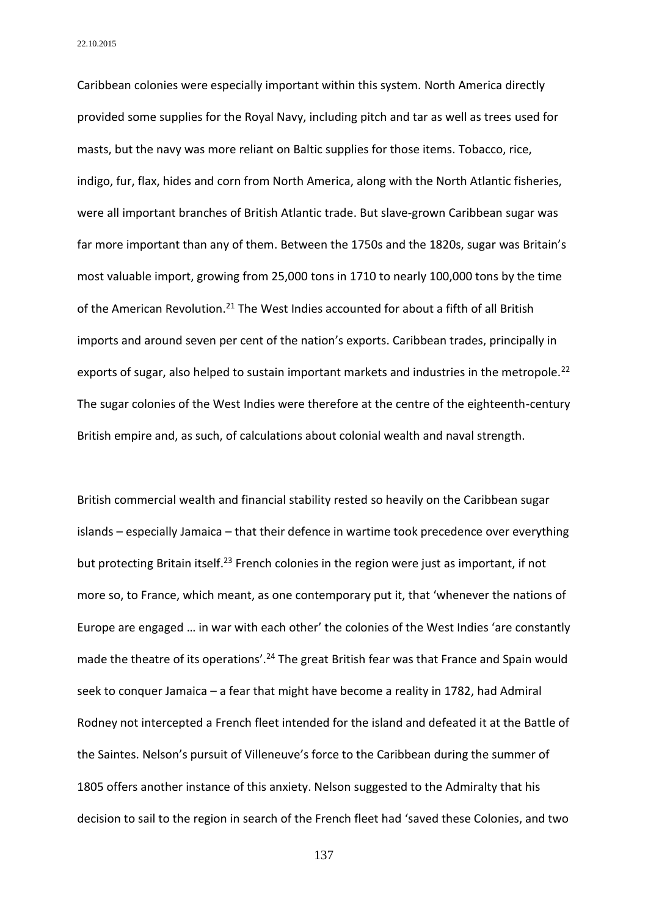Caribbean colonies were especially important within this system. North America directly provided some supplies for the Royal Navy, including pitch and tar as well as trees used for masts, but the navy was more reliant on Baltic supplies for those items. Tobacco, rice, indigo, fur, flax, hides and corn from North America, along with the North Atlantic fisheries, were all important branches of British Atlantic trade. But slave-grown Caribbean sugar was far more important than any of them. Between the 1750s and the 1820s, sugar was Britain's most valuable import, growing from 25,000 tons in 1710 to nearly 100,000 tons by the time of the American Revolution.[21] The West Indies accounted for about a fifth of all British imports and around seven per cent of the nation's exports. Caribbean trades, principally in exports of sugar, also helped to sustain important markets and industries in the metropole.[22] The sugar colonies of the West Indies were therefore at the centre of the eighteenth-century British empire and, as such, of calculations about colonial wealth and naval strength.

British commercial wealth and financial stability rested so heavily on the Caribbean sugar islands – especially Jamaica – that their defence in wartime took precedence over everything but protecting Britain itself.[23] French colonies in the region were just as important, if not more so, to France, which meant, as one contemporary put it, that 'whenever the nations of Europe are engaged … in war with each other' the colonies of the West Indies 'are constantly made the theatre of its operations'.[24] The great British fear was that France and Spain would seek to conquer Jamaica – a fear that might have become a reality in 1782, had Admiral Rodney not intercepted a French fleet intended for the island and defeated it at the Battle of the Saintes. Nelson's pursuit of Villeneuve's force to the Caribbean during the summer of 1805 offers another instance of this anxiety. Nelson suggested to the Admiralty that his decision to sail to the region in search of the French fleet had 'saved these Colonies, and two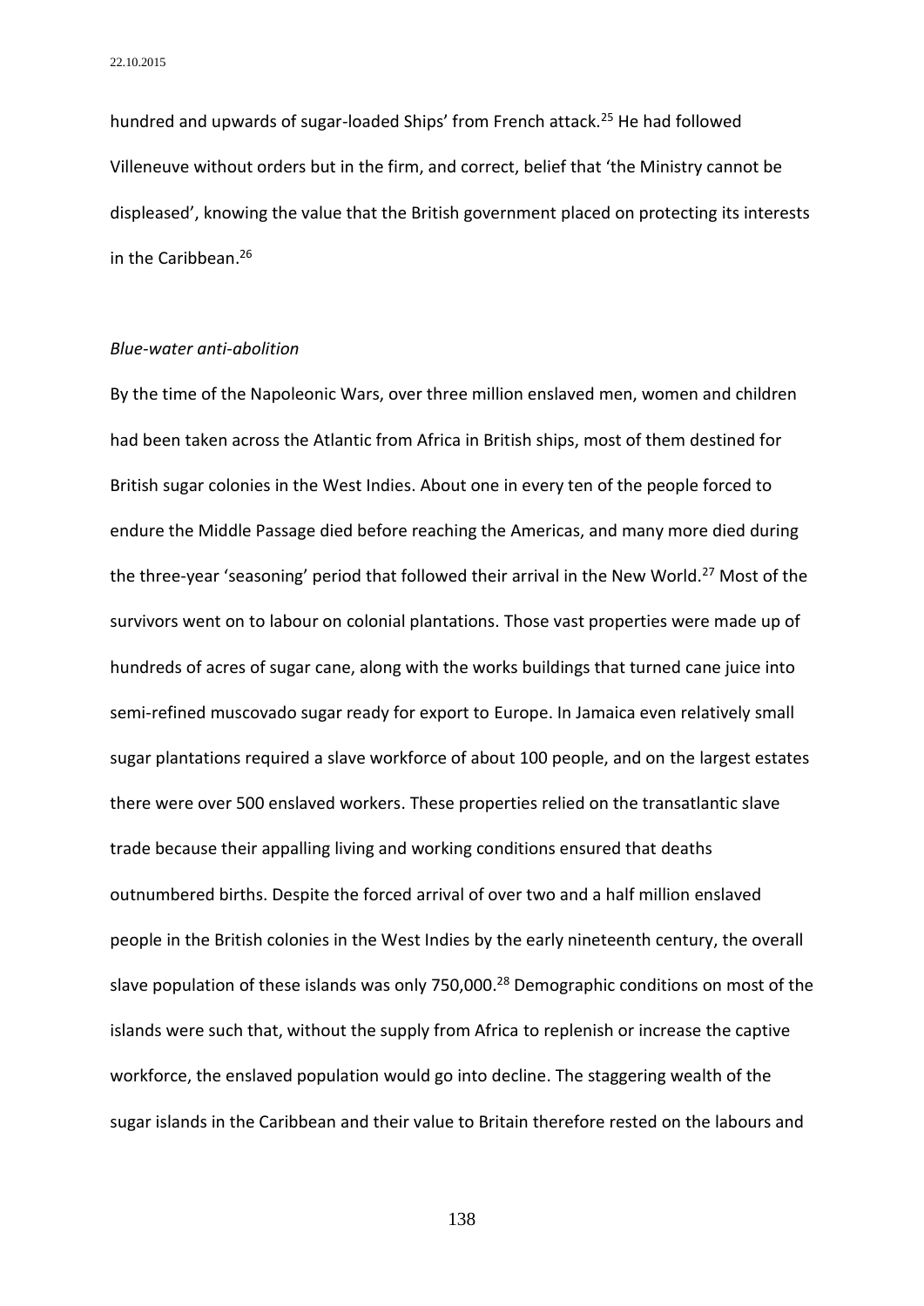hundred and upwards of sugar-loaded Ships' from French attack.[25] He had followed Villeneuve without orders but in the firm, and correct, belief that 'the Ministry cannot be displeased', knowing the value that the British government placed on protecting its interests in the Caribbean.[26]

*Blue-water anti-abolition*

By the time of the Napoleonic Wars, over three million enslaved men, women and children had been taken across the Atlantic from Africa in British ships, most of them destined for British sugar colonies in the West Indies. About one in every ten of the people forced to endure the Middle Passage died before reaching the Americas, and many more died during the three-year 'seasoning' period that followed their arrival in the New World.[27] Most of the survivors went on to labour on colonial plantations. Those vast properties were made up of hundreds of acres of sugar cane, along with the works buildings that turned cane juice into semi-refined muscovado sugar ready for export to Europe. In Jamaica even relatively small sugar plantations required a slave workforce of about 100 people, and on the largest estates there were over 500 enslaved workers. These properties relied on the transatlantic slave trade because their appalling living and working conditions ensured that deaths outnumbered births. Despite the forced arrival of over two and a half million enslaved people in the British colonies in the West Indies by the early nineteenth century, the overall slave population of these islands was only 750,000.[28] Demographic conditions on most of the islands were such that, without the supply from Africa to replenish or increase the captive workforce, the enslaved population would go into decline. The staggering wealth of the sugar islands in the Caribbean and their value to Britain therefore rested on the labours and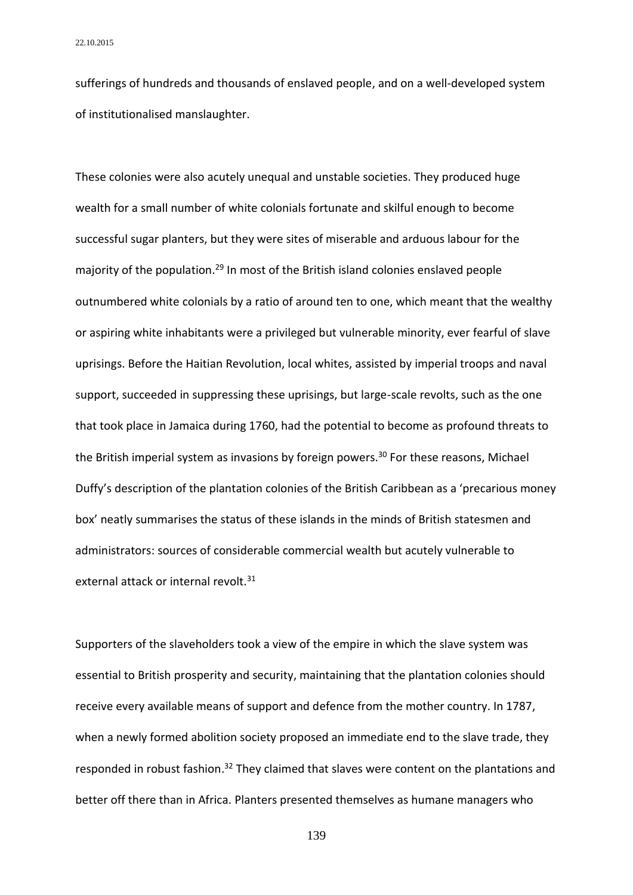sufferings of hundreds and thousands of enslaved people, and on a well-developed system of institutionalised manslaughter.

These colonies were also acutely unequal and unstable societies. They produced huge wealth for a small number of white colonials fortunate and skilful enough to become successful sugar planters, but they were sites of miserable and arduous labour for the majority of the population.[29] In most of the British island colonies enslaved people outnumbered white colonials by a ratio of around ten to one, which meant that the wealthy or aspiring white inhabitants were a privileged but vulnerable minority, ever fearful of slave uprisings. Before the Haitian Revolution, local whites, assisted by imperial troops and naval support, succeeded in suppressing these uprisings, but large-scale revolts, such as the one that took place in Jamaica during 1760, had the potential to become as profound threats to the British imperial system as invasions by foreign powers.[30] For these reasons, Michael Duffy's description of the plantation colonies of the British Caribbean as a 'precarious money box' neatly summarises the status of these islands in the minds of British statesmen and administrators: sources of considerable commercial wealth but acutely vulnerable to external attack or internal revolt.[31]

Supporters of the slaveholders took a view of the empire in which the slave system was essential to British prosperity and security, maintaining that the plantation colonies should receive every available means of support and defence from the mother country. In 1787, when a newly formed abolition society proposed an immediate end to the slave trade, they responded in robust fashion.[32] They claimed that slaves were content on the plantations and better off there than in Africa. Planters presented themselves as humane managers who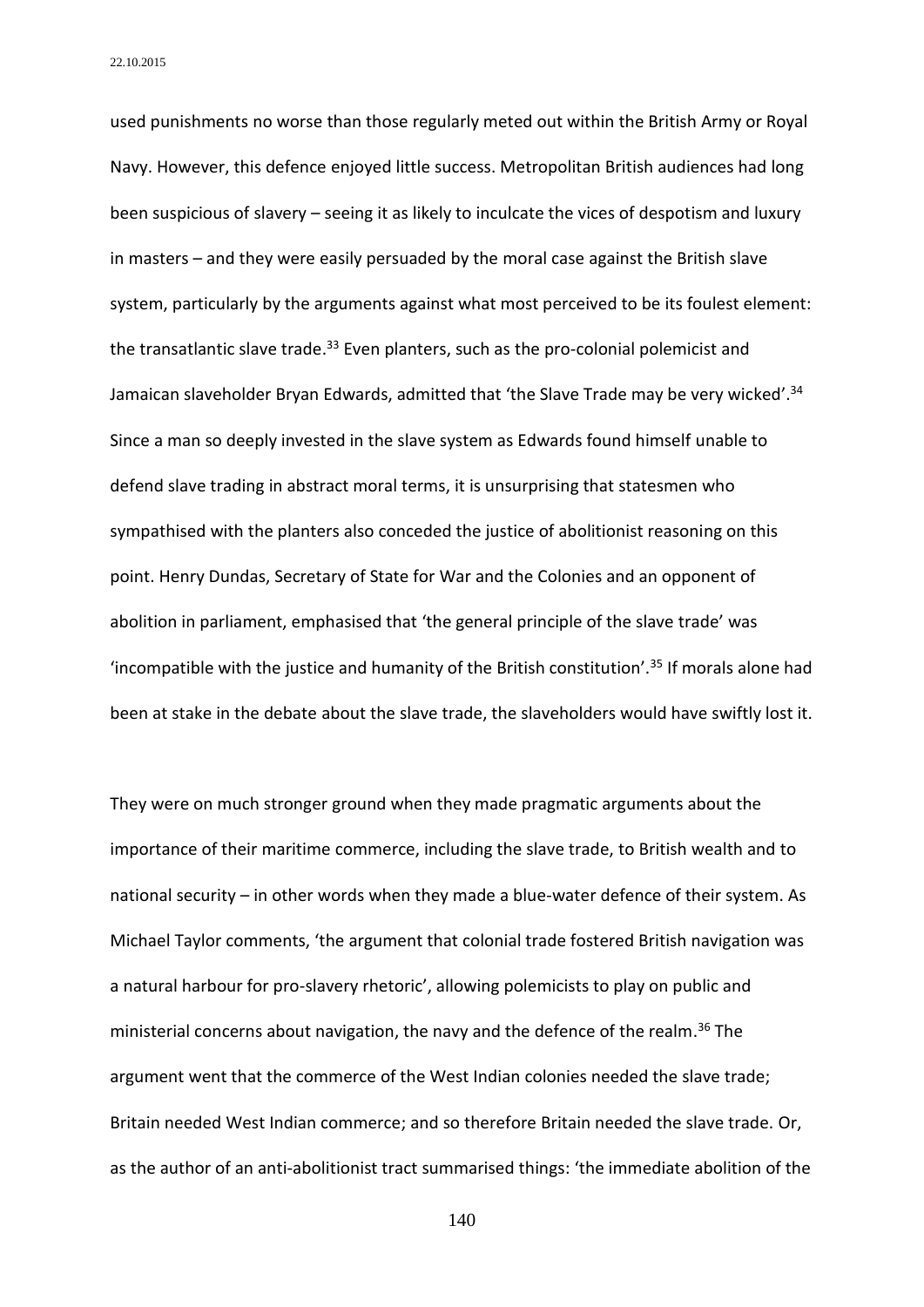used punishments no worse than those regularly meted out within the British Army or Royal Navy. However, this defence enjoyed little success. Metropolitan British audiences had long been suspicious of slavery – seeing it as likely to inculcate the vices of despotism and luxury in masters – and they were easily persuaded by the moral case against the British slave system, particularly by the arguments against what most perceived to be its foulest element: the transatlantic slave trade.[33] Even planters, such as the pro-colonial polemicist and Jamaican slaveholder Bryan Edwards, admitted that 'the Slave Trade may be very wicked'.[34] Since a man so deeply invested in the slave system as Edwards found himself unable to defend slave trading in abstract moral terms, it is unsurprising that statesmen who sympathised with the planters also conceded the justice of abolitionist reasoning on this point. Henry Dundas, Secretary of State for War and the Colonies and an opponent of abolition in parliament, emphasised that 'the general principle of the slave trade' was 'incompatible with the justice and humanity of the British constitution'.[35] If morals alone had been at stake in the debate about the slave trade, the slaveholders would have swiftly lost it.

They were on much stronger ground when they made pragmatic arguments about the importance of their maritime commerce, including the slave trade, to British wealth and to national security – in other words when they made a blue-water defence of their system. As Michael Taylor comments, 'the argument that colonial trade fostered British navigation was a natural harbour for pro-slavery rhetoric', allowing polemicists to play on public and ministerial concerns about navigation, the navy and the defence of the realm.[36] The argument went that the commerce of the West Indian colonies needed the slave trade; Britain needed West Indian commerce; and so therefore Britain needed the slave trade. Or, as the author of an anti-abolitionist tract summarised things: 'the immediate abolition of the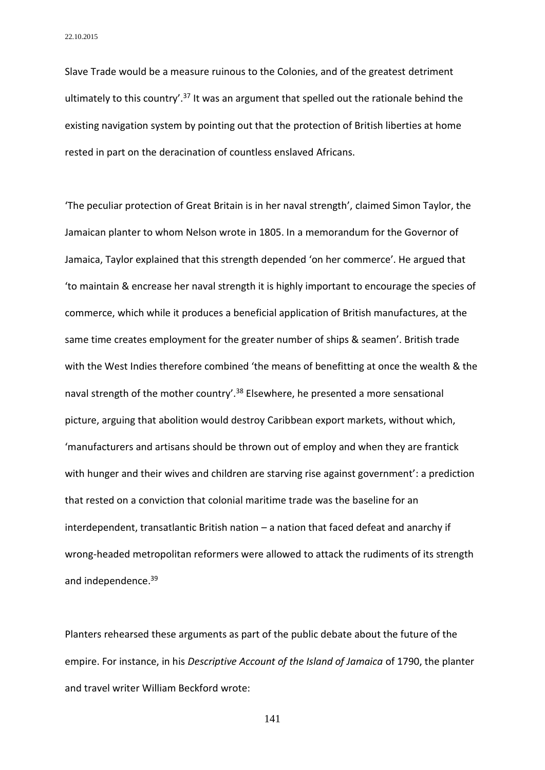Slave Trade would be a measure ruinous to the Colonies, and of the greatest detriment ultimately to this country'.[37] It was an argument that spelled out the rationale behind the existing navigation system by pointing out that the protection of British liberties at home rested in part on the deracination of countless enslaved Africans.

'The peculiar protection of Great Britain is in her naval strength', claimed Simon Taylor, the Jamaican planter to whom Nelson wrote in 1805. In a memorandum for the Governor of Jamaica, Taylor explained that this strength depended 'on her commerce'. He argued that 'to maintain & encrease her naval strength it is highly important to encourage the species of commerce, which while it produces a beneficial application of British manufactures, at the same time creates employment for the greater number of ships & seamen'. British trade with the West Indies therefore combined 'the means of benefitting at once the wealth & the naval strength of the mother country'.[38] Elsewhere, he presented a more sensational picture, arguing that abolition would destroy Caribbean export markets, without which, 'manufacturers and artisans should be thrown out of employ and when they are frantick with hunger and their wives and children are starving rise against government': a prediction that rested on a conviction that colonial maritime trade was the baseline for an interdependent, transatlantic British nation – a nation that faced defeat and anarchy if wrong-headed metropolitan reformers were allowed to attack the rudiments of its strength and independence.[39]

Planters rehearsed these arguments as part of the public debate about the future of the empire. For instance, in his *Descriptive Account of the Island of Jamaica* of 1790, the planter and travel writer William Beckford wrote: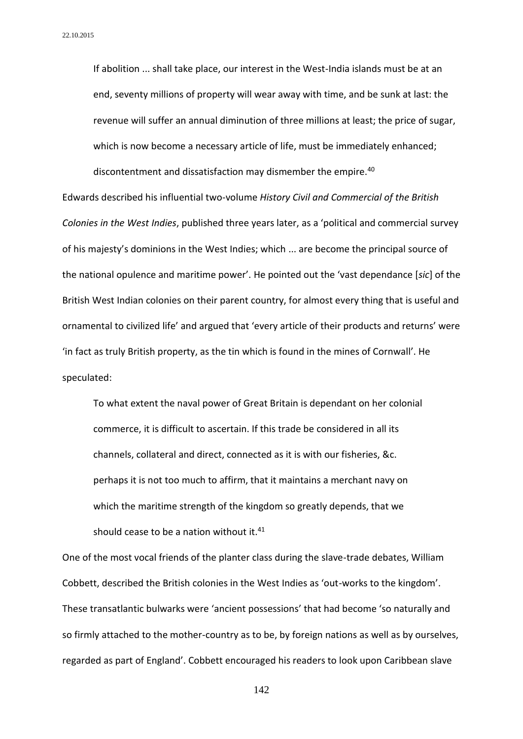> If abolition ... shall take place, our interest in the West-India islands must be at an end, seventy millions of property will wear away with time, and be sunk at last: the revenue will suffer an annual diminution of three millions at least; the price of sugar, which is now become a necessary article of life, must be immediately enhanced; discontentment and dissatisfaction may dismember the empire.[40]

Edwards described his influential two-volume *History Civil and Commercial of the British Colonies in the West Indies*, published three years later, as a 'political and commercial survey of his majesty's dominions in the West Indies; which ... are become the principal source of the national opulence and maritime power'. He pointed out the 'vast dependance [*sic*] of the British West Indian colonies on their parent country, for almost every thing that is useful and ornamental to civilized life' and argued that 'every article of their products and returns' were 'in fact as truly British property, as the tin which is found in the mines of Cornwall'. He speculated:

> To what extent the naval power of Great Britain is dependant on her colonial commerce, it is difficult to ascertain. If this trade be considered in all its channels, collateral and direct, connected as it is with our fisheries, &c. perhaps it is not too much to affirm, that it maintains a merchant navy on which the maritime strength of the kingdom so greatly depends, that we should cease to be a nation without it.[41]

One of the most vocal friends of the planter class during the slave-trade debates, William Cobbett, described the British colonies in the West Indies as 'out-works to the kingdom'. These transatlantic bulwarks were 'ancient possessions' that had become 'so naturally and so firmly attached to the mother-country as to be, by foreign nations as well as by ourselves, regarded as part of England'. Cobbett encouraged his readers to look upon Caribbean slave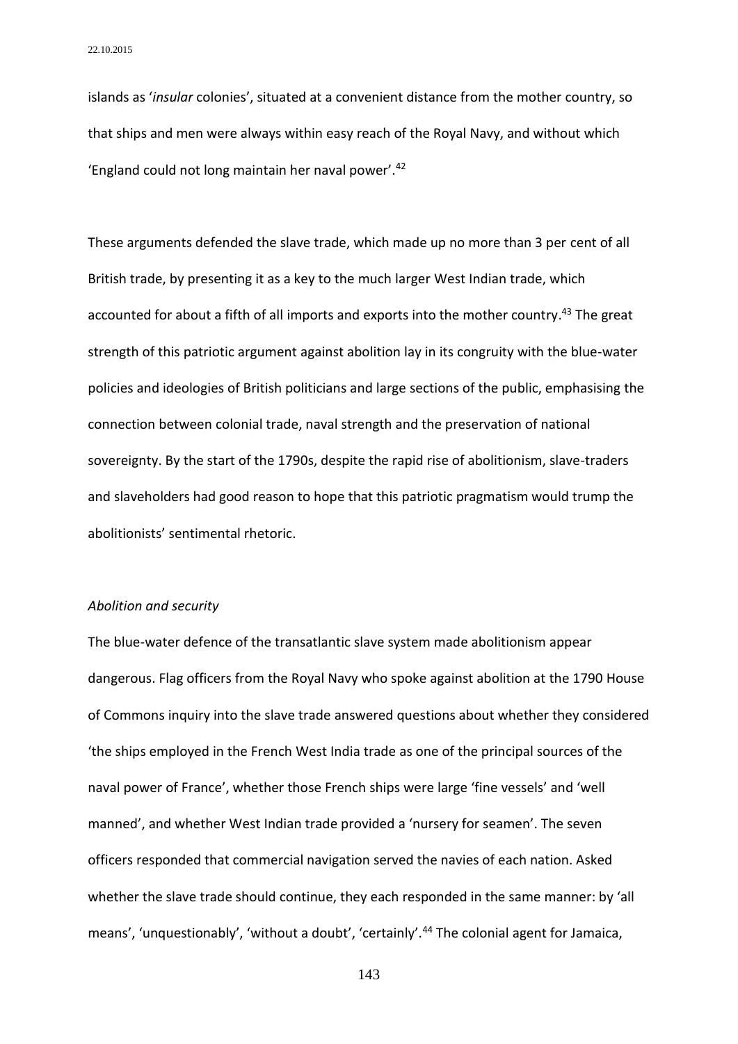islands as '*insular* colonies', situated at a convenient distance from the mother country, so that ships and men were always within easy reach of the Royal Navy, and without which 'England could not long maintain her naval power'.[42]

These arguments defended the slave trade, which made up no more than 3 per cent of all British trade, by presenting it as a key to the much larger West Indian trade, which accounted for about a fifth of all imports and exports into the mother country.[43] The great strength of this patriotic argument against abolition lay in its congruity with the blue-water policies and ideologies of British politicians and large sections of the public, emphasising the connection between colonial trade, naval strength and the preservation of national sovereignty. By the start of the 1790s, despite the rapid rise of abolitionism, slave-traders and slaveholders had good reason to hope that this patriotic pragmatism would trump the abolitionists' sentimental rhetoric.

### *Abolition and security*

The blue-water defence of the transatlantic slave system made abolitionism appear dangerous. Flag officers from the Royal Navy who spoke against abolition at the 1790 House of Commons inquiry into the slave trade answered questions about whether they considered 'the ships employed in the French West India trade as one of the principal sources of the naval power of France', whether those French ships were large 'fine vessels' and 'well manned', and whether West Indian trade provided a 'nursery for seamen'. The seven officers responded that commercial navigation served the navies of each nation. Asked whether the slave trade should continue, they each responded in the same manner: by 'all means', 'unquestionably', 'without a doubt', 'certainly'.[44] The colonial agent for Jamaica,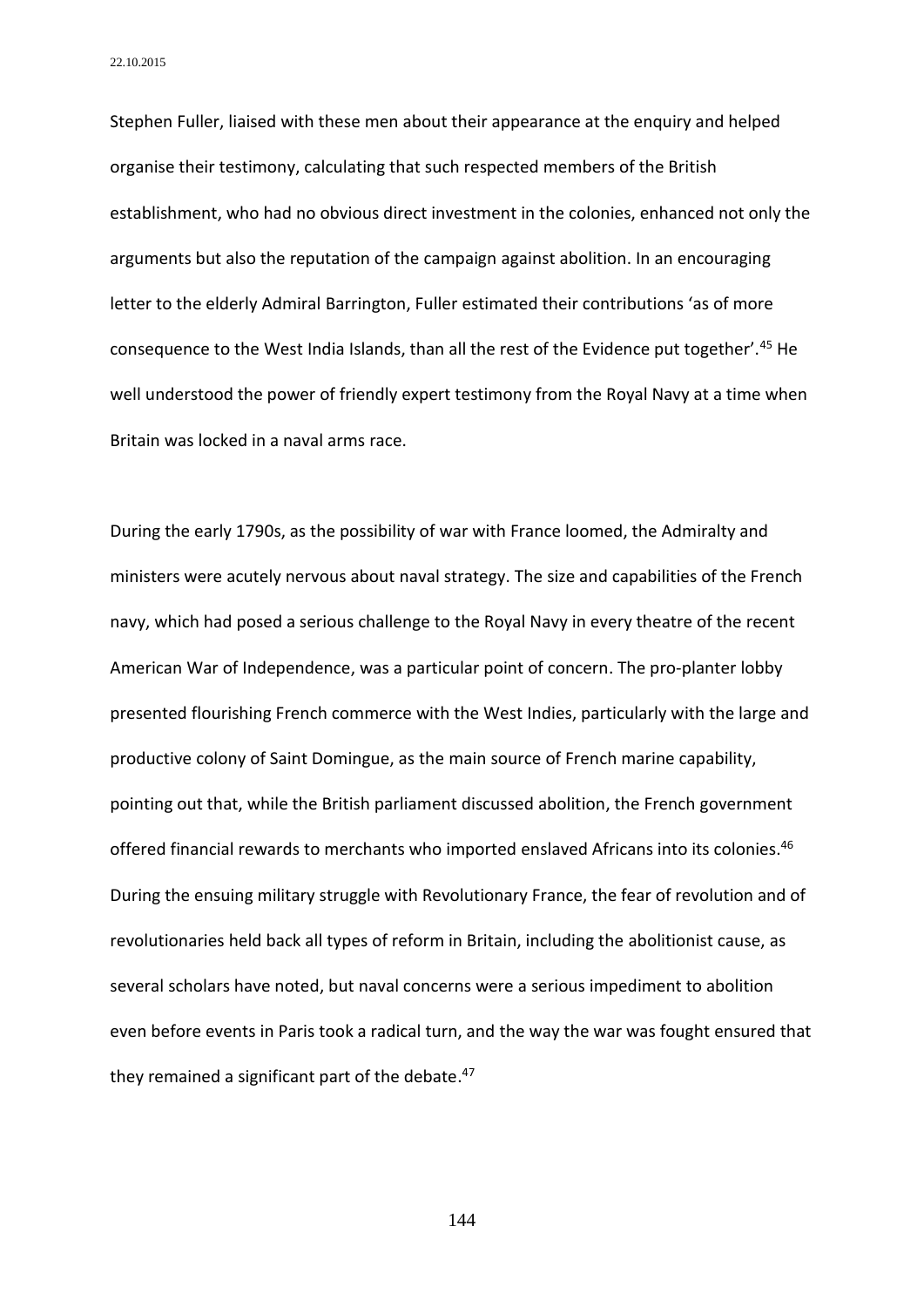Stephen Fuller, liaised with these men about their appearance at the enquiry and helped organise their testimony, calculating that such respected members of the British establishment, who had no obvious direct investment in the colonies, enhanced not only the arguments but also the reputation of the campaign against abolition. In an encouraging letter to the elderly Admiral Barrington, Fuller estimated their contributions 'as of more consequence to the West India Islands, than all the rest of the Evidence put together'.[45] He well understood the power of friendly expert testimony from the Royal Navy at a time when Britain was locked in a naval arms race.

During the early 1790s, as the possibility of war with France loomed, the Admiralty and ministers were acutely nervous about naval strategy. The size and capabilities of the French navy, which had posed a serious challenge to the Royal Navy in every theatre of the recent American War of Independence, was a particular point of concern. The pro-planter lobby presented flourishing French commerce with the West Indies, particularly with the large and productive colony of Saint Domingue, as the main source of French marine capability, pointing out that, while the British parliament discussed abolition, the French government offered financial rewards to merchants who imported enslaved Africans into its colonies.[46] During the ensuing military struggle with Revolutionary France, the fear of revolution and of revolutionaries held back all types of reform in Britain, including the abolitionist cause, as several scholars have noted, but naval concerns were a serious impediment to abolition even before events in Paris took a radical turn, and the way the war was fought ensured that they remained a significant part of the debate.[47]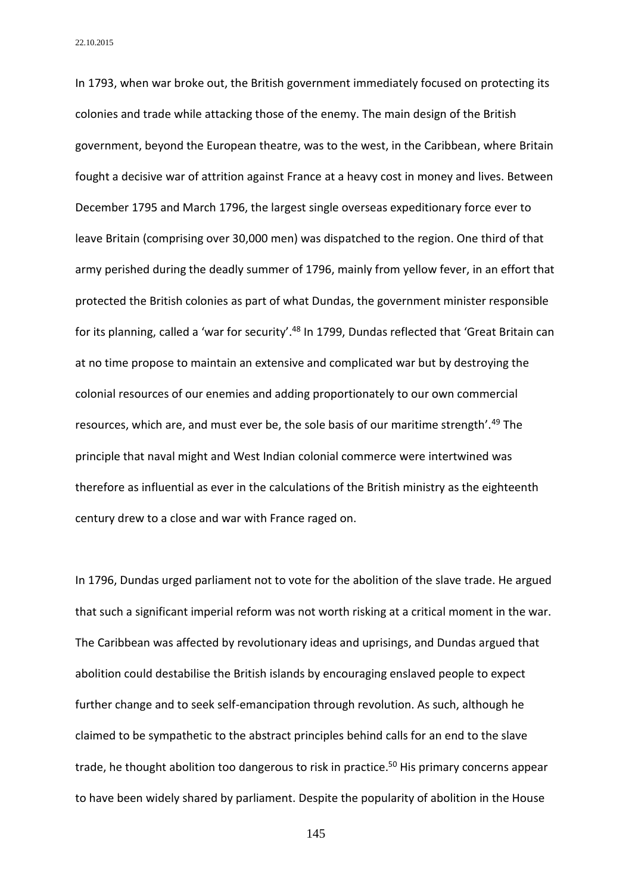In 1793, when war broke out, the British government immediately focused on protecting its colonies and trade while attacking those of the enemy. The main design of the British government, beyond the European theatre, was to the west, in the Caribbean, where Britain fought a decisive war of attrition against France at a heavy cost in money and lives. Between December 1795 and March 1796, the largest single overseas expeditionary force ever to leave Britain (comprising over 30,000 men) was dispatched to the region. One third of that army perished during the deadly summer of 1796, mainly from yellow fever, in an effort that protected the British colonies as part of what Dundas, the government minister responsible for its planning, called a 'war for security'.[48] In 1799, Dundas reflected that 'Great Britain can at no time propose to maintain an extensive and complicated war but by destroying the colonial resources of our enemies and adding proportionately to our own commercial resources, which are, and must ever be, the sole basis of our maritime strength'.[49] The principle that naval might and West Indian colonial commerce were intertwined was therefore as influential as ever in the calculations of the British ministry as the eighteenth century drew to a close and war with France raged on.

In 1796, Dundas urged parliament not to vote for the abolition of the slave trade. He argued that such a significant imperial reform was not worth risking at a critical moment in the war. The Caribbean was affected by revolutionary ideas and uprisings, and Dundas argued that abolition could destabilise the British islands by encouraging enslaved people to expect further change and to seek self-emancipation through revolution. As such, although he claimed to be sympathetic to the abstract principles behind calls for an end to the slave trade, he thought abolition too dangerous to risk in practice.[50] His primary concerns appear to have been widely shared by parliament. Despite the popularity of abolition in the House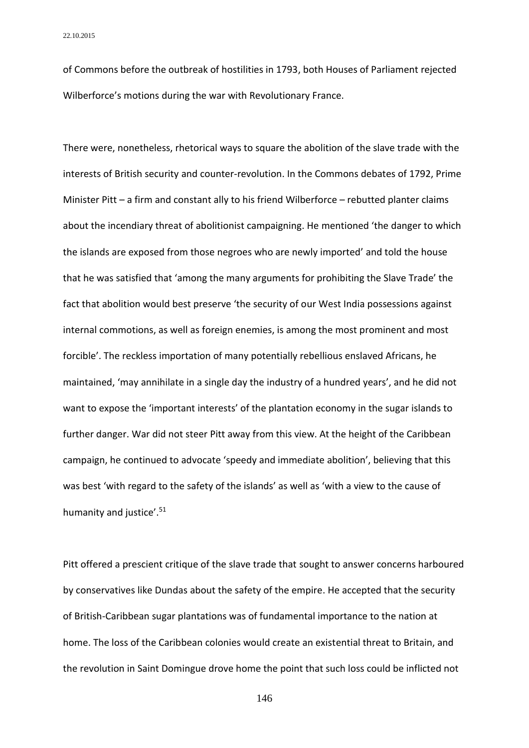of Commons before the outbreak of hostilities in 1793, both Houses of Parliament rejected Wilberforce's motions during the war with Revolutionary France.

There were, nonetheless, rhetorical ways to square the abolition of the slave trade with the interests of British security and counter-revolution. In the Commons debates of 1792, Prime Minister Pitt – a firm and constant ally to his friend Wilberforce – rebutted planter claims about the incendiary threat of abolitionist campaigning. He mentioned 'the danger to which the islands are exposed from those negroes who are newly imported' and told the house that he was satisfied that 'among the many arguments for prohibiting the Slave Trade' the fact that abolition would best preserve 'the security of our West India possessions against internal commotions, as well as foreign enemies, is among the most prominent and most forcible'. The reckless importation of many potentially rebellious enslaved Africans, he maintained, 'may annihilate in a single day the industry of a hundred years', and he did not want to expose the 'important interests' of the plantation economy in the sugar islands to further danger. War did not steer Pitt away from this view. At the height of the Caribbean campaign, he continued to advocate 'speedy and immediate abolition', believing that this was best 'with regard to the safety of the islands' as well as 'with a view to the cause of humanity and justice'.[51]

Pitt offered a prescient critique of the slave trade that sought to answer concerns harboured by conservatives like Dundas about the safety of the empire. He accepted that the security of British-Caribbean sugar plantations was of fundamental importance to the nation at home. The loss of the Caribbean colonies would create an existential threat to Britain, and the revolution in Saint Domingue drove home the point that such loss could be inflicted not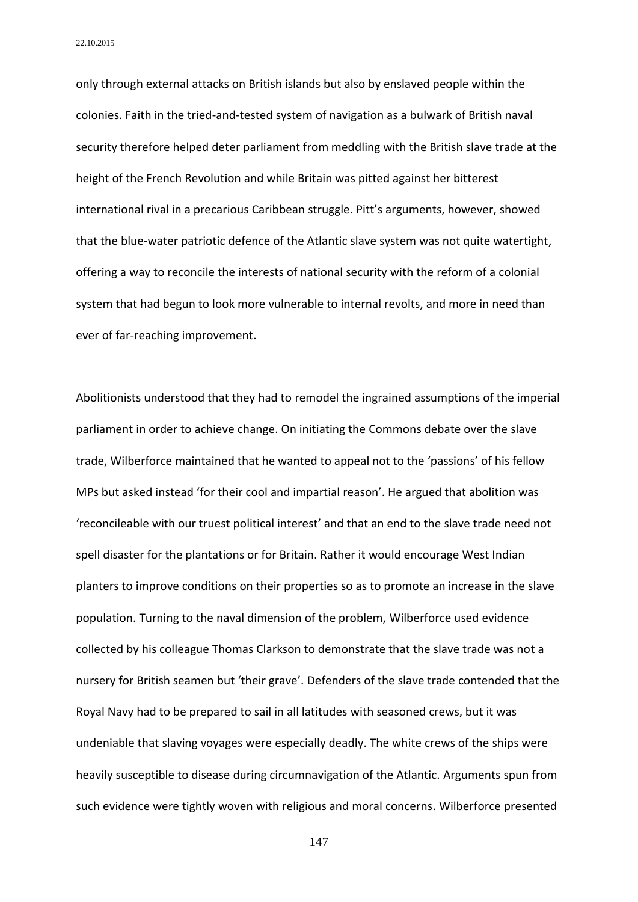only through external attacks on British islands but also by enslaved people within the colonies. Faith in the tried-and-tested system of navigation as a bulwark of British naval security therefore helped deter parliament from meddling with the British slave trade at the height of the French Revolution and while Britain was pitted against her bitterest international rival in a precarious Caribbean struggle. Pitt's arguments, however, showed that the blue-water patriotic defence of the Atlantic slave system was not quite watertight, offering a way to reconcile the interests of national security with the reform of a colonial system that had begun to look more vulnerable to internal revolts, and more in need than ever of far-reaching improvement.

Abolitionists understood that they had to remodel the ingrained assumptions of the imperial parliament in order to achieve change. On initiating the Commons debate over the slave trade, Wilberforce maintained that he wanted to appeal not to the 'passions' of his fellow MPs but asked instead 'for their cool and impartial reason'. He argued that abolition was 'reconcileable with our truest political interest' and that an end to the slave trade need not spell disaster for the plantations or for Britain. Rather it would encourage West Indian planters to improve conditions on their properties so as to promote an increase in the slave population. Turning to the naval dimension of the problem, Wilberforce used evidence collected by his colleague Thomas Clarkson to demonstrate that the slave trade was not a nursery for British seamen but 'their grave'. Defenders of the slave trade contended that the Royal Navy had to be prepared to sail in all latitudes with seasoned crews, but it was undeniable that slaving voyages were especially deadly. The white crews of the ships were heavily susceptible to disease during circumnavigation of the Atlantic. Arguments spun from such evidence were tightly woven with religious and moral concerns. Wilberforce presented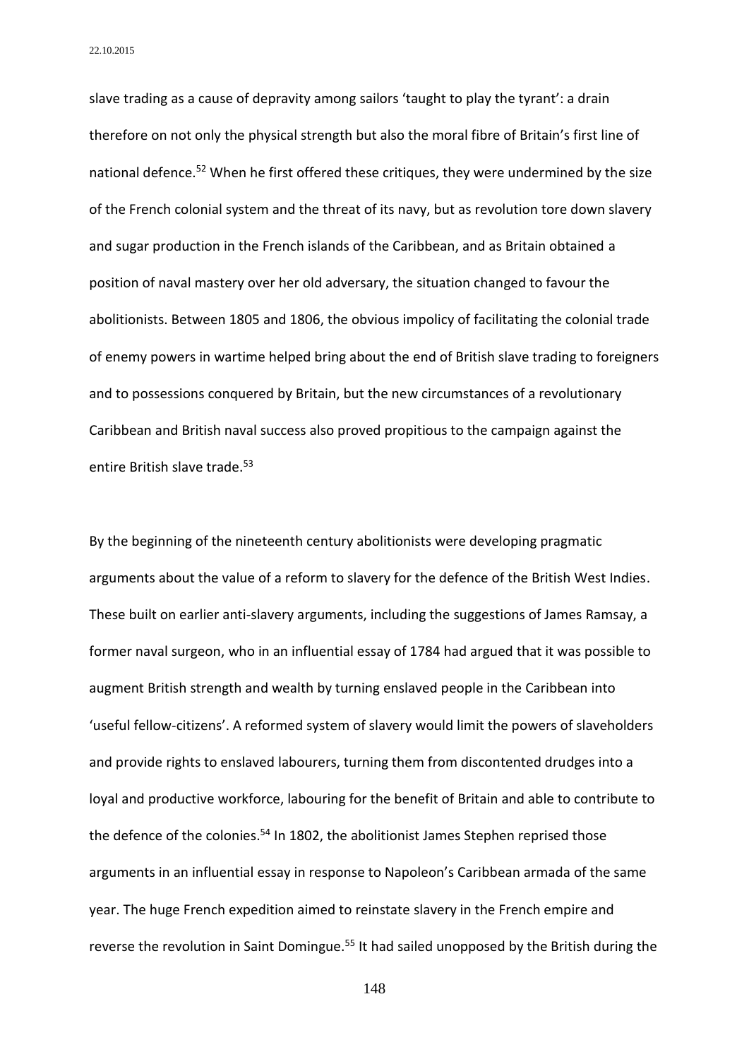slave trading as a cause of depravity among sailors 'taught to play the tyrant': a drain therefore on not only the physical strength but also the moral fibre of Britain's first line of national defence.[52] When he first offered these critiques, they were undermined by the size of the French colonial system and the threat of its navy, but as revolution tore down slavery and sugar production in the French islands of the Caribbean, and as Britain obtained a position of naval mastery over her old adversary, the situation changed to favour the abolitionists. Between 1805 and 1806, the obvious impolicy of facilitating the colonial trade of enemy powers in wartime helped bring about the end of British slave trading to foreigners and to possessions conquered by Britain, but the new circumstances of a revolutionary Caribbean and British naval success also proved propitious to the campaign against the entire British slave trade.[53]

By the beginning of the nineteenth century abolitionists were developing pragmatic arguments about the value of a reform to slavery for the defence of the British West Indies. These built on earlier anti-slavery arguments, including the suggestions of James Ramsay, a former naval surgeon, who in an influential essay of 1784 had argued that it was possible to augment British strength and wealth by turning enslaved people in the Caribbean into 'useful fellow-citizens'. A reformed system of slavery would limit the powers of slaveholders and provide rights to enslaved labourers, turning them from discontented drudges into a loyal and productive workforce, labouring for the benefit of Britain and able to contribute to the defence of the colonies.[54] In 1802, the abolitionist James Stephen reprised those arguments in an influential essay in response to Napoleon's Caribbean armada of the same year. The huge French expedition aimed to reinstate slavery in the French empire and reverse the revolution in Saint Domingue.[55] It had sailed unopposed by the British during the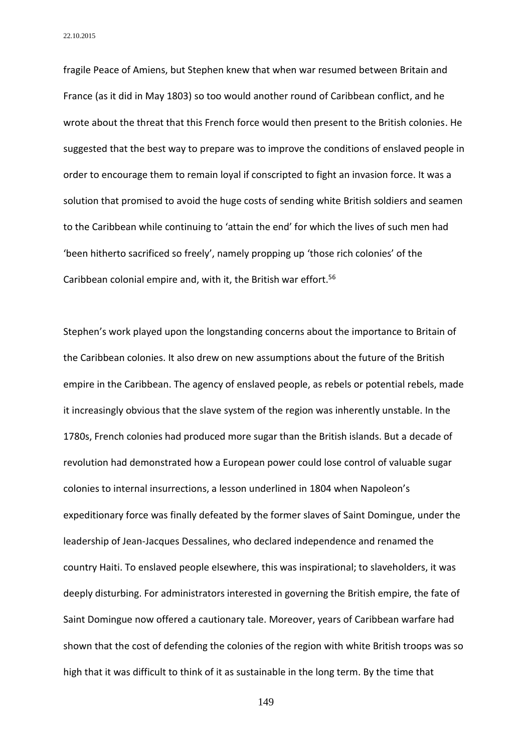fragile Peace of Amiens, but Stephen knew that when war resumed between Britain and France (as it did in May 1803) so too would another round of Caribbean conflict, and he wrote about the threat that this French force would then present to the British colonies. He suggested that the best way to prepare was to improve the conditions of enslaved people in order to encourage them to remain loyal if conscripted to fight an invasion force. It was a solution that promised to avoid the huge costs of sending white British soldiers and seamen to the Caribbean while continuing to 'attain the end' for which the lives of such men had 'been hitherto sacrificed so freely', namely propping up 'those rich colonies' of the Caribbean colonial empire and, with it, the British war effort.[56]

Stephen's work played upon the longstanding concerns about the importance to Britain of the Caribbean colonies. It also drew on new assumptions about the future of the British empire in the Caribbean. The agency of enslaved people, as rebels or potential rebels, made it increasingly obvious that the slave system of the region was inherently unstable. In the 1780s, French colonies had produced more sugar than the British islands. But a decade of revolution had demonstrated how a European power could lose control of valuable sugar colonies to internal insurrections, a lesson underlined in 1804 when Napoleon's expeditionary force was finally defeated by the former slaves of Saint Domingue, under the leadership of Jean-Jacques Dessalines, who declared independence and renamed the country Haiti. To enslaved people elsewhere, this was inspirational; to slaveholders, it was deeply disturbing. For administrators interested in governing the British empire, the fate of Saint Domingue now offered a cautionary tale. Moreover, years of Caribbean warfare had shown that the cost of defending the colonies of the region with white British troops was so high that it was difficult to think of it as sustainable in the long term. By the time that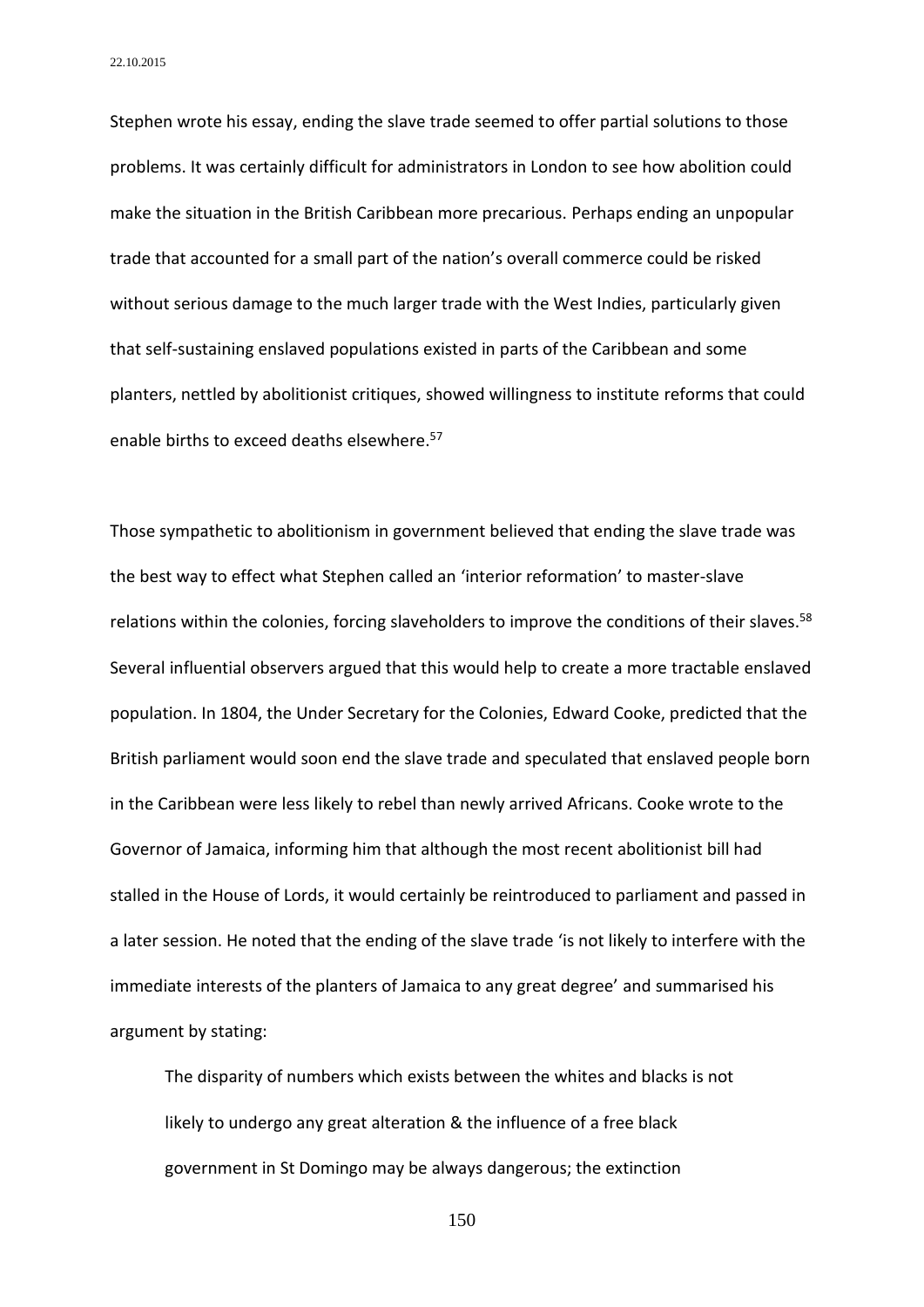Stephen wrote his essay, ending the slave trade seemed to offer partial solutions to those problems. It was certainly difficult for administrators in London to see how abolition could make the situation in the British Caribbean more precarious. Perhaps ending an unpopular trade that accounted for a small part of the nation's overall commerce could be risked without serious damage to the much larger trade with the West Indies, particularly given that self-sustaining enslaved populations existed in parts of the Caribbean and some planters, nettled by abolitionist critiques, showed willingness to institute reforms that could enable births to exceed deaths elsewhere.[57]

Those sympathetic to abolitionism in government believed that ending the slave trade was the best way to effect what Stephen called an 'interior reformation' to master-slave relations within the colonies, forcing slaveholders to improve the conditions of their slaves.[58] Several influential observers argued that this would help to create a more tractable enslaved population. In 1804, the Under Secretary for the Colonies, Edward Cooke, predicted that the British parliament would soon end the slave trade and speculated that enslaved people born in the Caribbean were less likely to rebel than newly arrived Africans. Cooke wrote to the Governor of Jamaica, informing him that although the most recent abolitionist bill had stalled in the House of Lords, it would certainly be reintroduced to parliament and passed in a later session. He noted that the ending of the slave trade 'is not likely to interfere with the immediate interests of the planters of Jamaica to any great degree' and summarised his argument by stating:

> The disparity of numbers which exists between the whites and blacks is not likely to undergo any great alteration & the influence of a free black government in St Domingo may be always dangerous; the extinction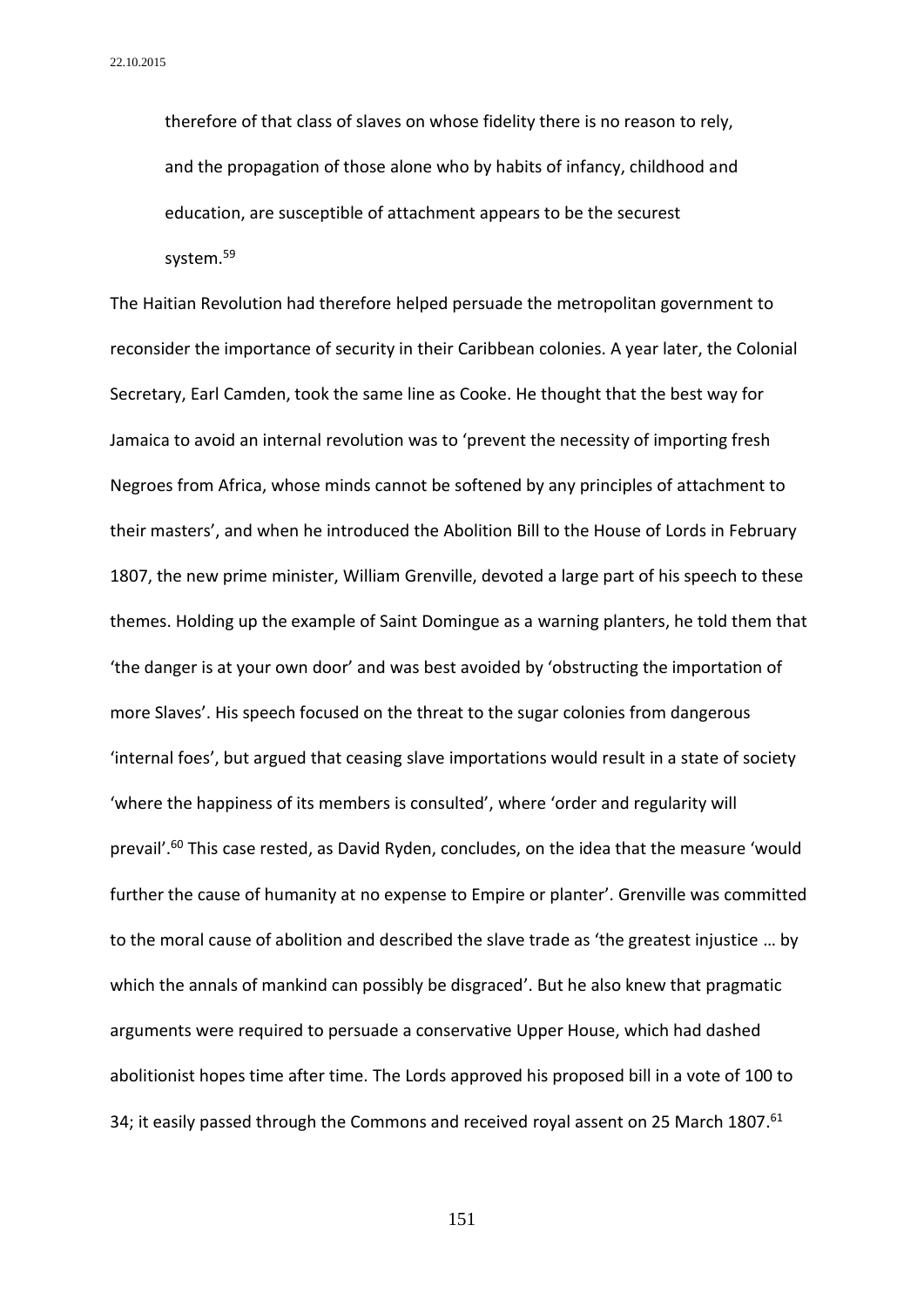> therefore of that class of slaves on whose fidelity there is no reason to rely, and the propagation of those alone who by habits of infancy, childhood and education, are susceptible of attachment appears to be the securest system.[59]

The Haitian Revolution had therefore helped persuade the metropolitan government to reconsider the importance of security in their Caribbean colonies. A year later, the Colonial Secretary, Earl Camden, took the same line as Cooke. He thought that the best way for Jamaica to avoid an internal revolution was to 'prevent the necessity of importing fresh Negroes from Africa, whose minds cannot be softened by any principles of attachment to their masters', and when he introduced the Abolition Bill to the House of Lords in February 1807, the new prime minister, William Grenville, devoted a large part of his speech to these themes. Holding up the example of Saint Domingue as a warning planters, he told them that 'the danger is at your own door' and was best avoided by 'obstructing the importation of more Slaves'. His speech focused on the threat to the sugar colonies from dangerous 'internal foes', but argued that ceasing slave importations would result in a state of society 'where the happiness of its members is consulted', where 'order and regularity will prevail'.[60] This case rested, as David Ryden, concludes, on the idea that the measure 'would further the cause of humanity at no expense to Empire or planter'. Grenville was committed to the moral cause of abolition and described the slave trade as 'the greatest injustice … by which the annals of mankind can possibly be disgraced'. But he also knew that pragmatic arguments were required to persuade a conservative Upper House, which had dashed abolitionist hopes time after time. The Lords approved his proposed bill in a vote of 100 to 34; it easily passed through the Commons and received royal assent on 25 March 1807.[61]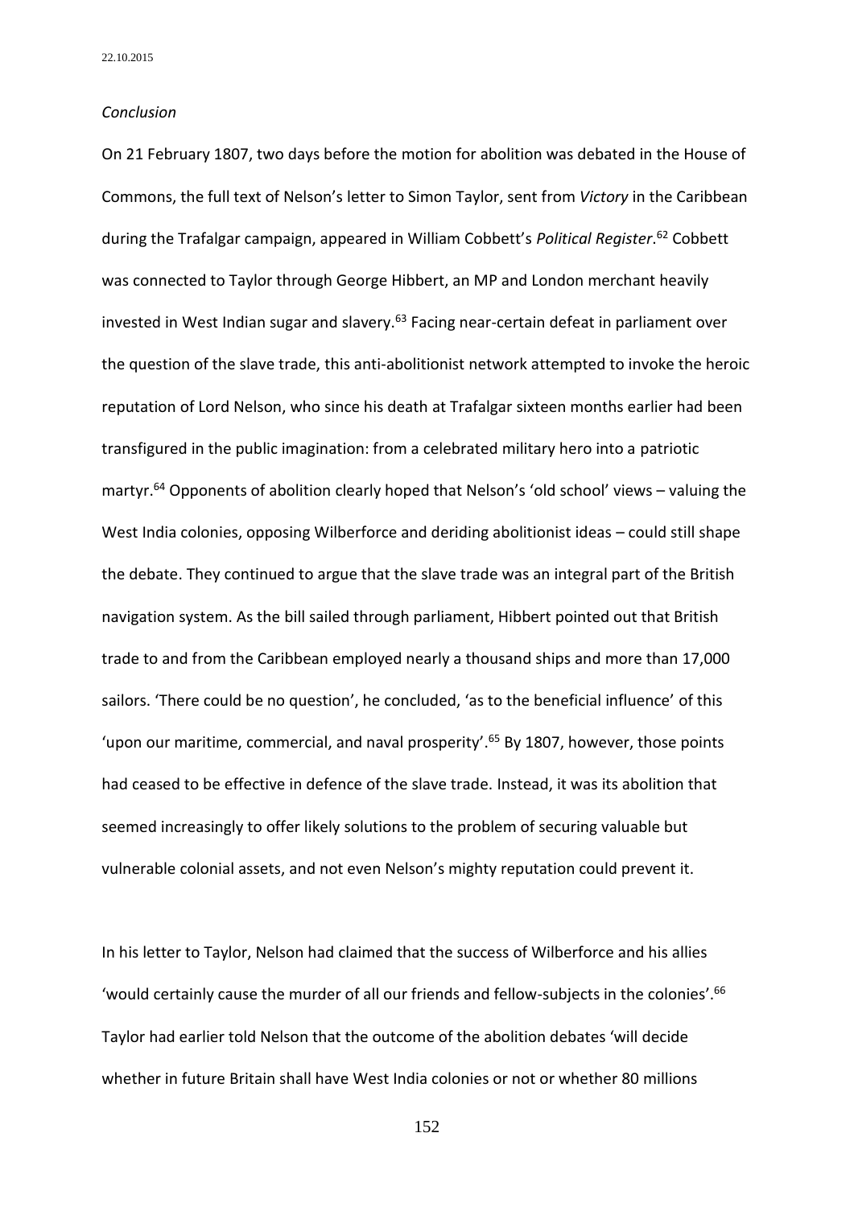*Conclusion*

On 21 February 1807, two days before the motion for abolition was debated in the House of Commons, the full text of Nelson's letter to Simon Taylor, sent from *Victory* in the Caribbean during the Trafalgar campaign, appeared in William Cobbett's *Political Register*.[62] Cobbett was connected to Taylor through George Hibbert, an MP and London merchant heavily invested in West Indian sugar and slavery.[63] Facing near-certain defeat in parliament over the question of the slave trade, this anti-abolitionist network attempted to invoke the heroic reputation of Lord Nelson, who since his death at Trafalgar sixteen months earlier had been transfigured in the public imagination: from a celebrated military hero into a patriotic martyr.[64] Opponents of abolition clearly hoped that Nelson's 'old school' views – valuing the West India colonies, opposing Wilberforce and deriding abolitionist ideas – could still shape the debate. They continued to argue that the slave trade was an integral part of the British navigation system. As the bill sailed through parliament, Hibbert pointed out that British trade to and from the Caribbean employed nearly a thousand ships and more than 17,000 sailors. 'There could be no question', he concluded, 'as to the beneficial influence' of this 'upon our maritime, commercial, and naval prosperity'.[65] By 1807, however, those points had ceased to be effective in defence of the slave trade. Instead, it was its abolition that seemed increasingly to offer likely solutions to the problem of securing valuable but vulnerable colonial assets, and not even Nelson's mighty reputation could prevent it.

In his letter to Taylor, Nelson had claimed that the success of Wilberforce and his allies 'would certainly cause the murder of all our friends and fellow-subjects in the colonies'.[66] Taylor had earlier told Nelson that the outcome of the abolition debates 'will decide whether in future Britain shall have West India colonies or not or whether 80 millions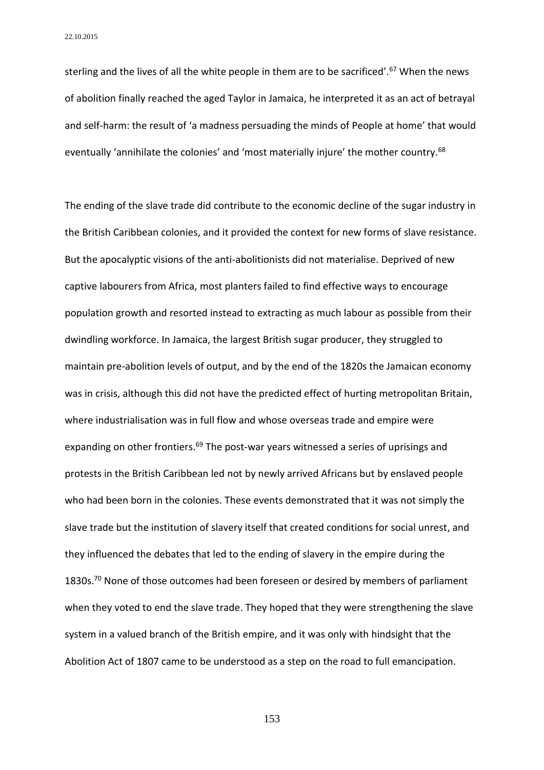sterling and the lives of all the white people in them are to be sacrificed'.[67] When the news of abolition finally reached the aged Taylor in Jamaica, he interpreted it as an act of betrayal and self-harm: the result of 'a madness persuading the minds of People at home' that would eventually 'annihilate the colonies' and 'most materially injure' the mother country.[68]

The ending of the slave trade did contribute to the economic decline of the sugar industry in the British Caribbean colonies, and it provided the context for new forms of slave resistance. But the apocalyptic visions of the anti-abolitionists did not materialise. Deprived of new captive labourers from Africa, most planters failed to find effective ways to encourage population growth and resorted instead to extracting as much labour as possible from their dwindling workforce. In Jamaica, the largest British sugar producer, they struggled to maintain pre-abolition levels of output, and by the end of the 1820s the Jamaican economy was in crisis, although this did not have the predicted effect of hurting metropolitan Britain, where industrialisation was in full flow and whose overseas trade and empire were expanding on other frontiers.[69] The post-war years witnessed a series of uprisings and protests in the British Caribbean led not by newly arrived Africans but by enslaved people who had been born in the colonies. These events demonstrated that it was not simply the slave trade but the institution of slavery itself that created conditions for social unrest, and they influenced the debates that led to the ending of slavery in the empire during the 1830s.[70] None of those outcomes had been foreseen or desired by members of parliament when they voted to end the slave trade. They hoped that they were strengthening the slave system in a valued branch of the British empire, and it was only with hindsight that the Abolition Act of 1807 came to be understood as a step on the road to full emancipation.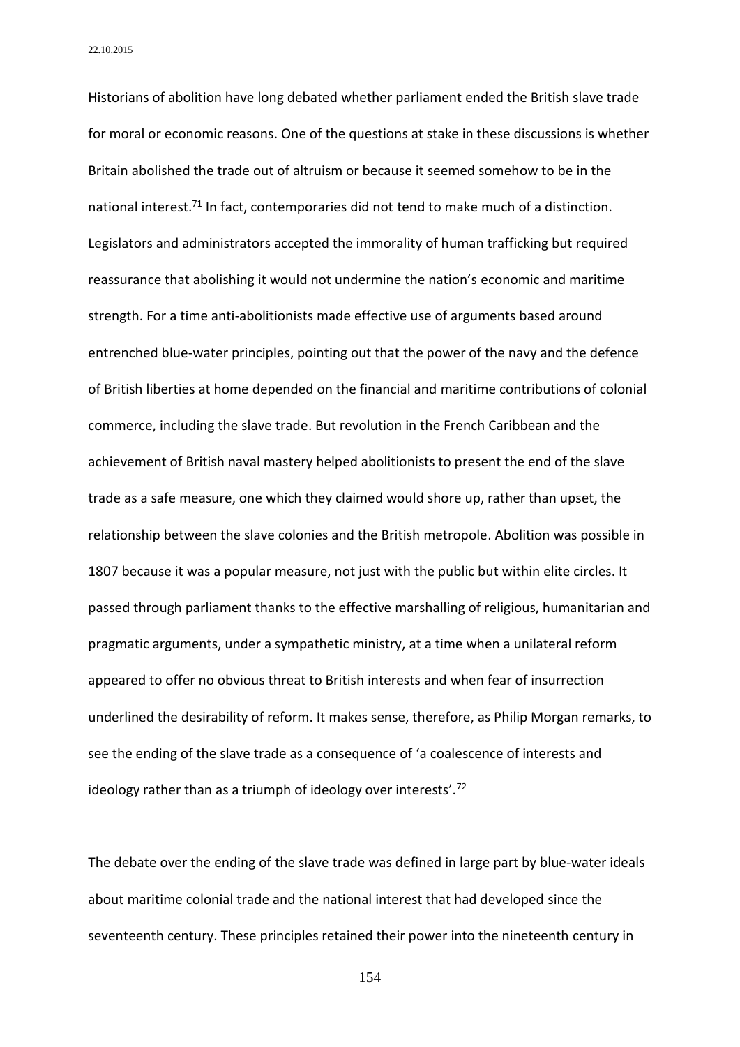Historians of abolition have long debated whether parliament ended the British slave trade for moral or economic reasons. One of the questions at stake in these discussions is whether Britain abolished the trade out of altruism or because it seemed somehow to be in the national interest.[71] In fact, contemporaries did not tend to make much of a distinction. Legislators and administrators accepted the immorality of human trafficking but required reassurance that abolishing it would not undermine the nation's economic and maritime strength. For a time anti-abolitionists made effective use of arguments based around entrenched blue-water principles, pointing out that the power of the navy and the defence of British liberties at home depended on the financial and maritime contributions of colonial commerce, including the slave trade. But revolution in the French Caribbean and the achievement of British naval mastery helped abolitionists to present the end of the slave trade as a safe measure, one which they claimed would shore up, rather than upset, the relationship between the slave colonies and the British metropole. Abolition was possible in 1807 because it was a popular measure, not just with the public but within elite circles. It passed through parliament thanks to the effective marshalling of religious, humanitarian and pragmatic arguments, under a sympathetic ministry, at a time when a unilateral reform appeared to offer no obvious threat to British interests and when fear of insurrection underlined the desirability of reform. It makes sense, therefore, as Philip Morgan remarks, to see the ending of the slave trade as a consequence of 'a coalescence of interests and ideology rather than as a triumph of ideology over interests'.[72]

The debate over the ending of the slave trade was defined in large part by blue-water ideals about maritime colonial trade and the national interest that had developed since the seventeenth century. These principles retained their power into the nineteenth century in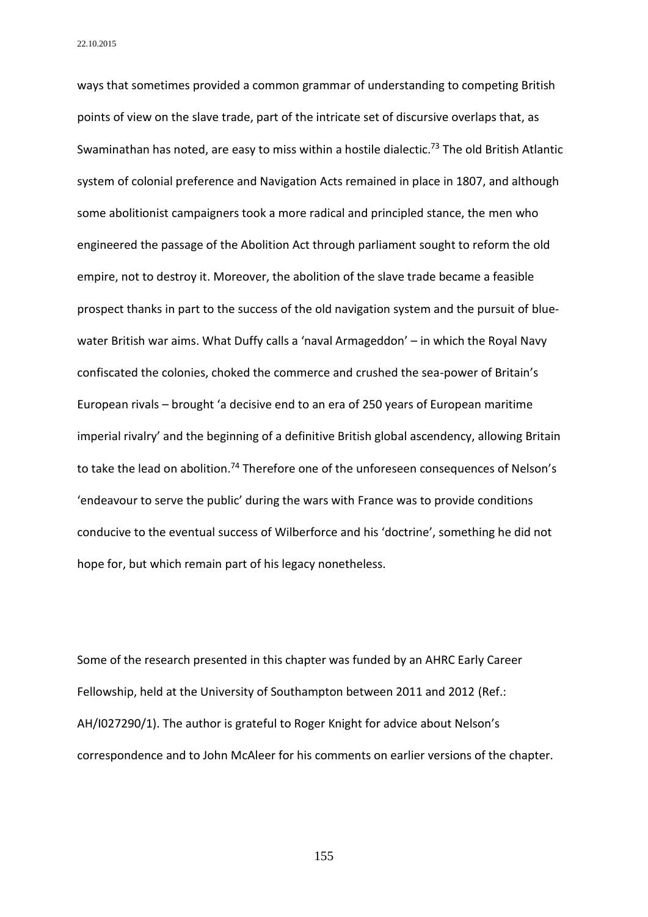ways that sometimes provided a common grammar of understanding to competing British points of view on the slave trade, part of the intricate set of discursive overlaps that, as Swaminathan has noted, are easy to miss within a hostile dialectic.[73] The old British Atlantic system of colonial preference and Navigation Acts remained in place in 1807, and although some abolitionist campaigners took a more radical and principled stance, the men who engineered the passage of the Abolition Act through parliament sought to reform the old empire, not to destroy it. Moreover, the abolition of the slave trade became a feasible prospect thanks in part to the success of the old navigation system and the pursuit of blue-water British war aims. What Duffy calls a 'naval Armageddon' – in which the Royal Navy confiscated the colonies, choked the commerce and crushed the sea-power of Britain's European rivals – brought 'a decisive end to an era of 250 years of European maritime imperial rivalry' and the beginning of a definitive British global ascendency, allowing Britain to take the lead on abolition.[74] Therefore one of the unforeseen consequences of Nelson's 'endeavour to serve the public' during the wars with France was to provide conditions conducive to the eventual success of Wilberforce and his 'doctrine', something he did not hope for, but which remain part of his legacy nonetheless.

Some of the research presented in this chapter was funded by an AHRC Early Career Fellowship, held at the University of Southampton between 2011 and 2012 (Ref.: AH/I027290/1). The author is grateful to Roger Knight for advice about Nelson's correspondence and to John McAleer for his comments on earlier versions of the chapter.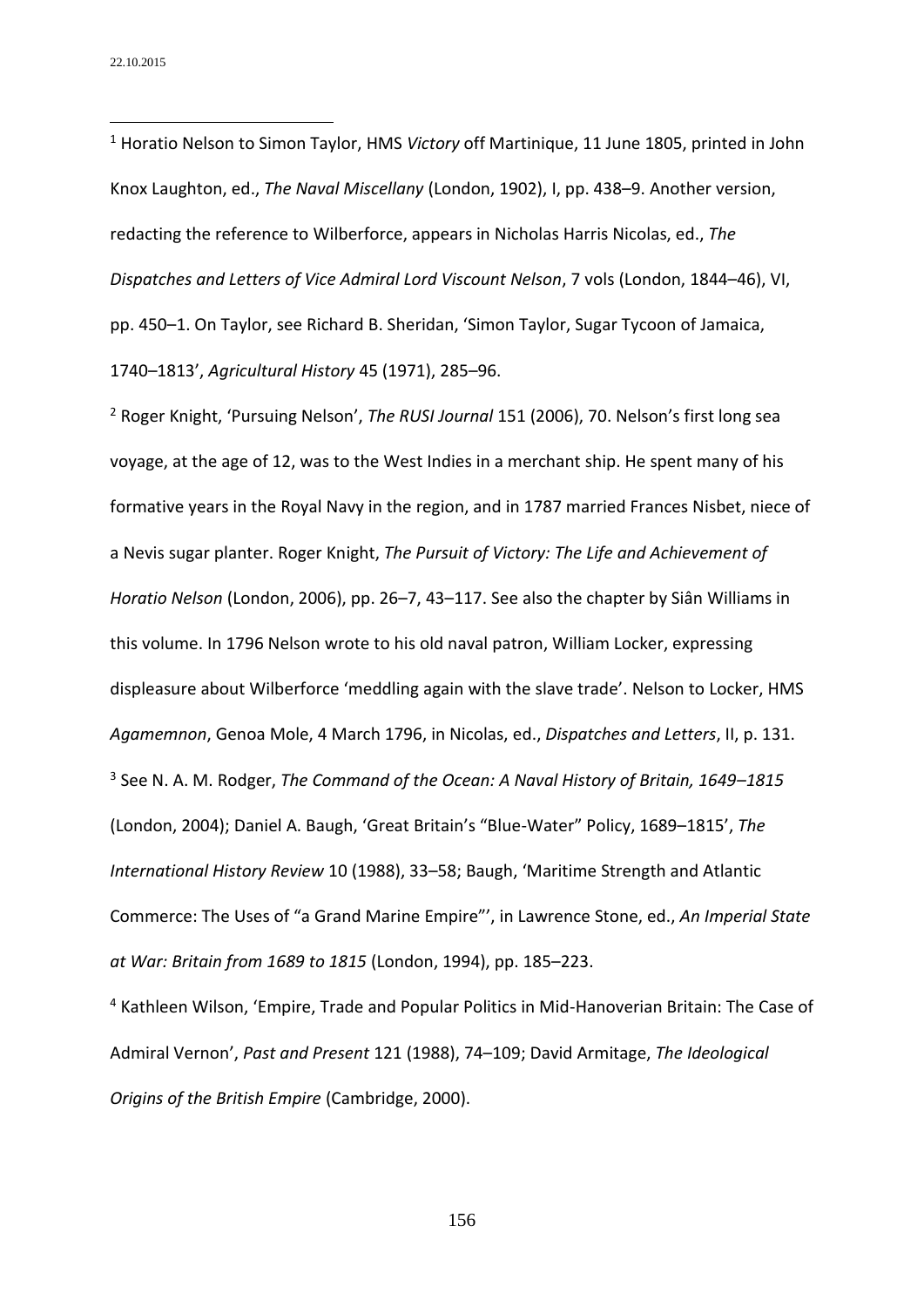[1] Horatio Nelson to Simon Taylor, HMS *Victory* off Martinique, 11 June 1805, printed in John Knox Laughton, ed., *The Naval Miscellany* (London, 1902), I, pp. 438–9. Another version, redacting the reference to Wilberforce, appears in Nicholas Harris Nicolas, ed., *The Dispatches and Letters of Vice Admiral Lord Viscount Nelson*, 7 vols (London, 1844–46), VI, pp. 450–1. On Taylor, see Richard B. Sheridan, 'Simon Taylor, Sugar Tycoon of Jamaica, 1740–1813', *Agricultural History* 45 (1971), 285–96.

[2] Roger Knight, 'Pursuing Nelson', *The RUSI Journal* 151 (2006), 70. Nelson's first long sea voyage, at the age of 12, was to the West Indies in a merchant ship. He spent many of his formative years in the Royal Navy in the region, and in 1787 married Frances Nisbet, niece of a Nevis sugar planter. Roger Knight, *The Pursuit of Victory: The Life and Achievement of Horatio Nelson* (London, 2006), pp. 26–7, 43–117. See also the chapter by Siân Williams in this volume. In 1796 Nelson wrote to his old naval patron, William Locker, expressing displeasure about Wilberforce 'meddling again with the slave trade'. Nelson to Locker, HMS *Agamemnon*, Genoa Mole, 4 March 1796, in Nicolas, ed., *Dispatches and Letters*, II, p. 131.

[3] See N. A. M. Rodger, *The Command of the Ocean: A Naval History of Britain, 1649–1815* (London, 2004); Daniel A. Baugh, 'Great Britain's "Blue-Water" Policy, 1689–1815', *The International History Review* 10 (1988), 33–58; Baugh, 'Maritime Strength and Atlantic Commerce: The Uses of "a Grand Marine Empire"', in Lawrence Stone, ed., *An Imperial State at War: Britain from 1689 to 1815* (London, 1994), pp. 185–223.

[4] Kathleen Wilson, 'Empire, Trade and Popular Politics in Mid-Hanoverian Britain: The Case of Admiral Vernon', *Past and Present* 121 (1988), 74–109; David Armitage, *The Ideological Origins of the British Empire* (Cambridge, 2000).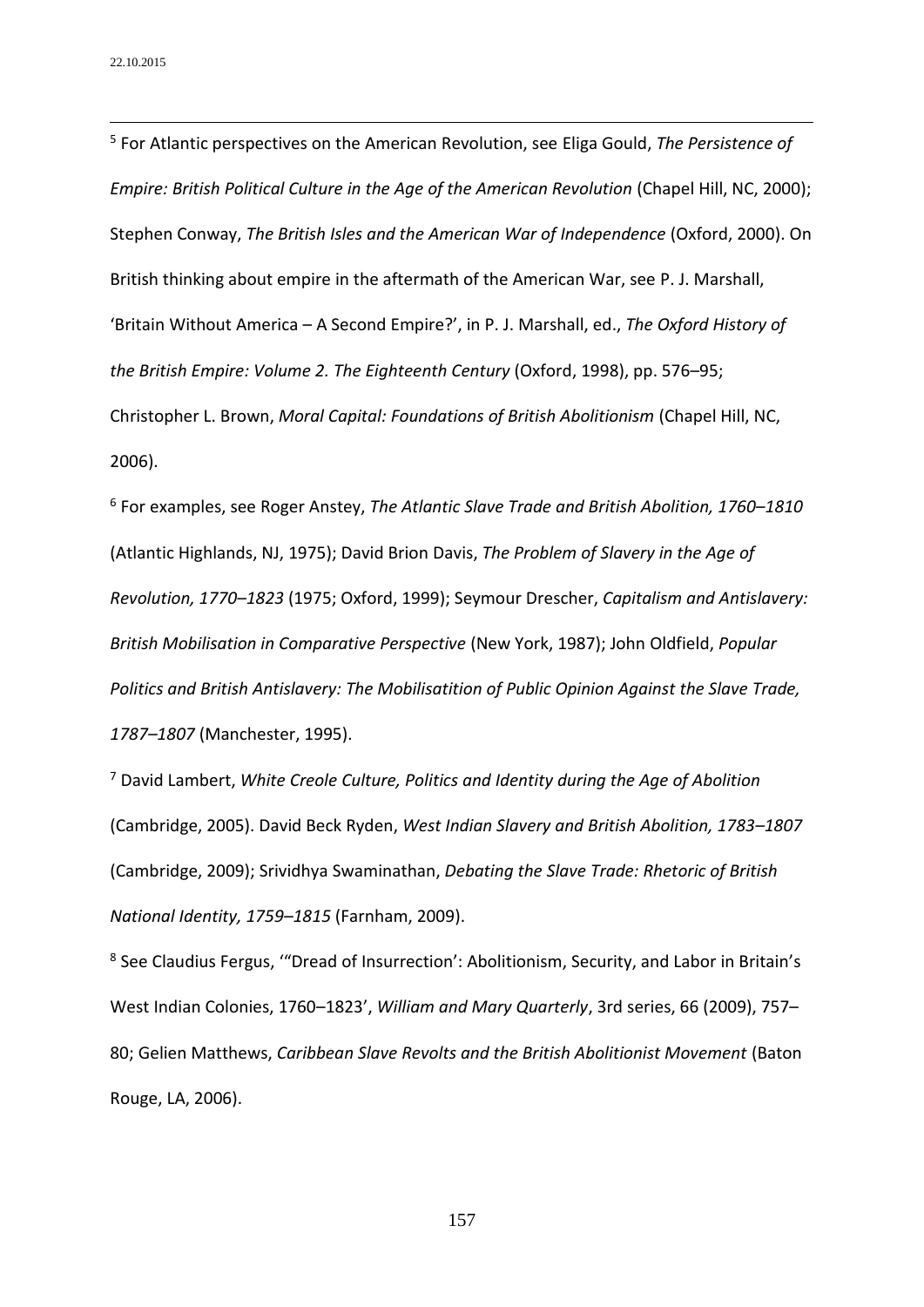[5] For Atlantic perspectives on the American Revolution, see Eliga Gould, *The Persistence of Empire: British Political Culture in the Age of the American Revolution* (Chapel Hill, NC, 2000); Stephen Conway, *The British Isles and the American War of Independence* (Oxford, 2000). On British thinking about empire in the aftermath of the American War, see P. J. Marshall, 'Britain Without America – A Second Empire?', in P. J. Marshall, ed., *The Oxford History of the British Empire: Volume 2. The Eighteenth Century* (Oxford, 1998), pp. 576–95; Christopher L. Brown, *Moral Capital: Foundations of British Abolitionism* (Chapel Hill, NC, 2006).

[6] For examples, see Roger Anstey, *The Atlantic Slave Trade and British Abolition, 1760–1810* (Atlantic Highlands, NJ, 1975); David Brion Davis, *The Problem of Slavery in the Age of Revolution, 1770–1823* (1975; Oxford, 1999); Seymour Drescher, *Capitalism and Antislavery: British Mobilisation in Comparative Perspective* (New York, 1987); John Oldfield, *Popular Politics and British Antislavery: The Mobilisatition of Public Opinion Against the Slave Trade, 1787–1807* (Manchester, 1995).

[7] David Lambert, *White Creole Culture, Politics and Identity during the Age of Abolition* (Cambridge, 2005). David Beck Ryden, *West Indian Slavery and British Abolition, 1783–1807* (Cambridge, 2009); Srividhya Swaminathan, *Debating the Slave Trade: Rhetoric of British National Identity, 1759–1815* (Farnham, 2009).

[8] See Claudius Fergus, '"Dread of Insurrection': Abolitionism, Security, and Labor in Britain's West Indian Colonies, 1760–1823', *William and Mary Quarterly*, 3rd series, 66 (2009), 757–80; Gelien Matthews, *Caribbean Slave Revolts and the British Abolitionist Movement* (Baton Rouge, LA, 2006).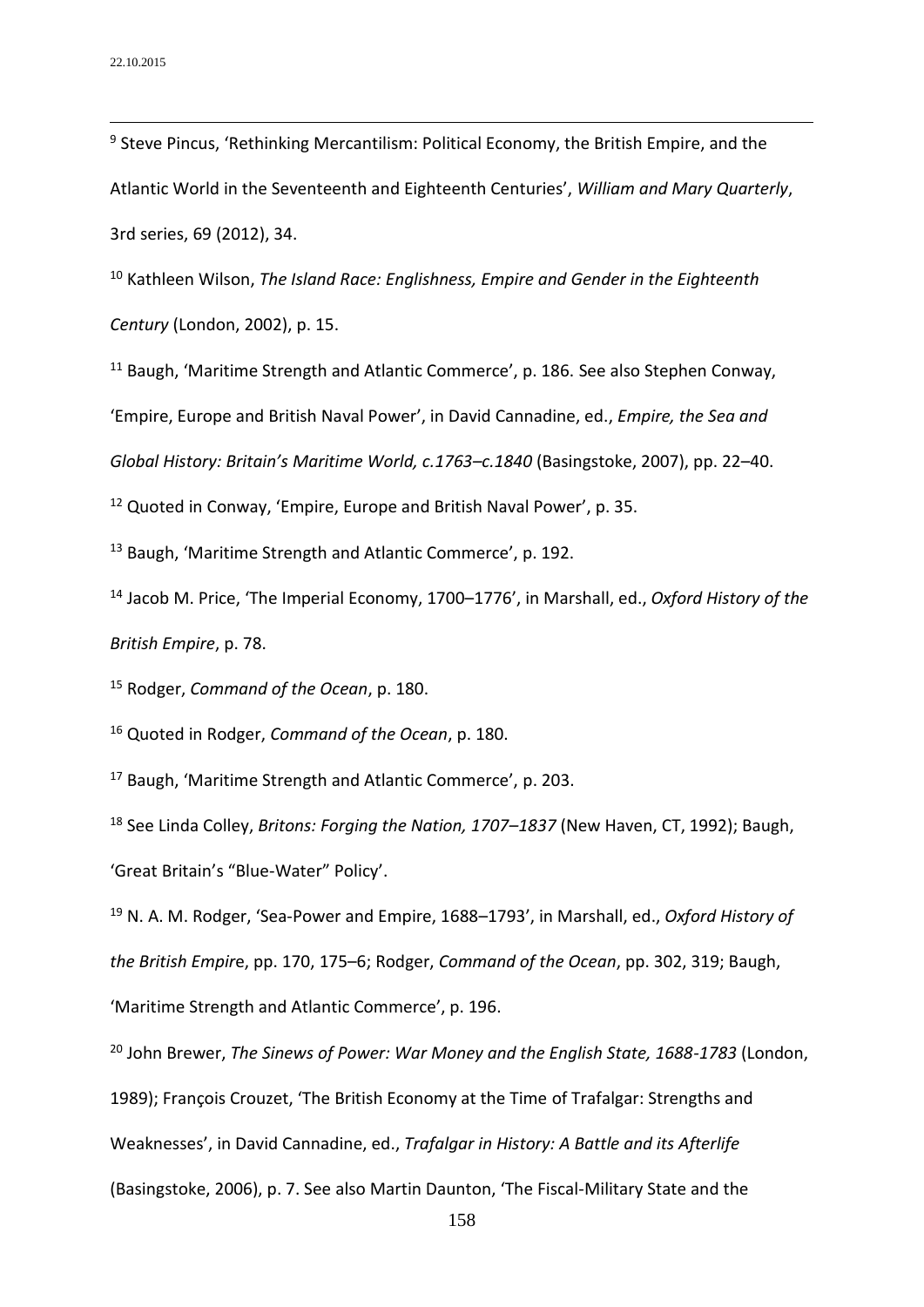[9] Steve Pincus, 'Rethinking Mercantilism: Political Economy, the British Empire, and the Atlantic World in the Seventeenth and Eighteenth Centuries', *William and Mary Quarterly*, 3rd series, 69 (2012), 34.

[10] Kathleen Wilson, *The Island Race: Englishness, Empire and Gender in the Eighteenth Century* (London, 2002), p. 15.

[11] Baugh, 'Maritime Strength and Atlantic Commerce', p. 186. See also Stephen Conway, 'Empire, Europe and British Naval Power', in David Cannadine, ed., *Empire, the Sea and Global History: Britain's Maritime World, c.1763–c.1840* (Basingstoke, 2007), pp. 22–40.

[12] Quoted in Conway, 'Empire, Europe and British Naval Power', p. 35.

[13] Baugh, 'Maritime Strength and Atlantic Commerce', p. 192.

[14] Jacob M. Price, 'The Imperial Economy, 1700–1776', in Marshall, ed., *Oxford History of the British Empire*, p. 78.

[15] Rodger, *Command of the Ocean*, p. 180.

[16] Quoted in Rodger, *Command of the Ocean*, p. 180.

[17] Baugh, 'Maritime Strength and Atlantic Commerce', p. 203.

[18] See Linda Colley, *Britons: Forging the Nation, 1707–1837* (New Haven, CT, 1992); Baugh, 'Great Britain's "Blue-Water" Policy'.

[19] N. A. M. Rodger, 'Sea-Power and Empire, 1688–1793', in Marshall, ed., *Oxford History of the British Empire*, pp. 170, 175–6; Rodger, *Command of the Ocean*, pp. 302, 319; Baugh, 'Maritime Strength and Atlantic Commerce', p. 196.

[20] John Brewer, *The Sinews of Power: War Money and the English State, 1688-1783* (London, 1989); François Crouzet, 'The British Economy at the Time of Trafalgar: Strengths and Weaknesses', in David Cannadine, ed., *Trafalgar in History: A Battle and its Afterlife* (Basingstoke, 2006), p. 7. See also Martin Daunton, 'The Fiscal-Military State and the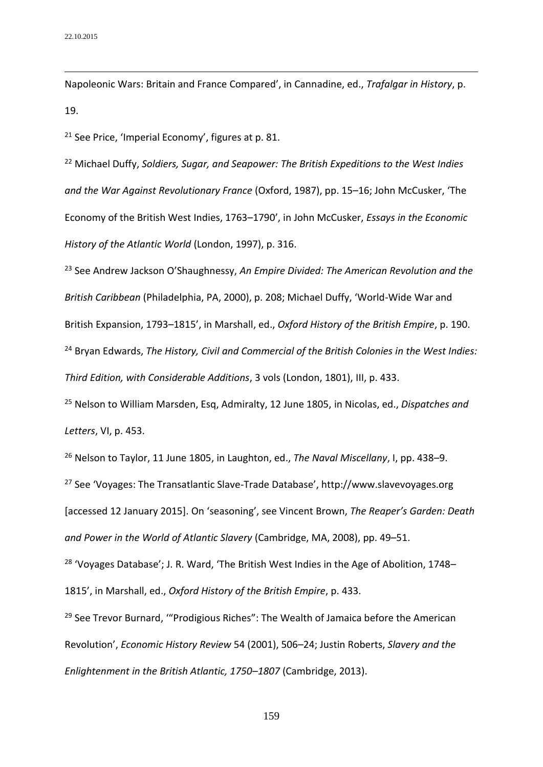Napoleonic Wars: Britain and France Compared', in Cannadine, ed., *Trafalgar in History*, p. 19.

[21] See Price, 'Imperial Economy', figures at p. 81.

[22] Michael Duffy, *Soldiers, Sugar, and Seapower: The British Expeditions to the West Indies and the War Against Revolutionary France* (Oxford, 1987), pp. 15–16; John McCusker, 'The Economy of the British West Indies, 1763–1790', in John McCusker, *Essays in the Economic History of the Atlantic World* (London, 1997), p. 316.

[23] See Andrew Jackson O'Shaughnessy, *An Empire Divided: The American Revolution and the British Caribbean* (Philadelphia, PA, 2000), p. 208; Michael Duffy, 'World-Wide War and British Expansion, 1793–1815', in Marshall, ed., *Oxford History of the British Empire*, p. 190.

[24] Bryan Edwards, *The History, Civil and Commercial of the British Colonies in the West Indies: Third Edition, with Considerable Additions*, 3 vols (London, 1801), III, p. 433.

[25] Nelson to William Marsden, Esq, Admiralty, 12 June 1805, in Nicolas, ed., *Dispatches and Letters*, VI, p. 453.

[26] Nelson to Taylor, 11 June 1805, in Laughton, ed., *The Naval Miscellany*, I, pp. 438–9.

[27] See 'Voyages: The Transatlantic Slave-Trade Database', http://www.slavevoyages.org [accessed 12 January 2015]. On 'seasoning', see Vincent Brown, *The Reaper's Garden: Death and Power in the World of Atlantic Slavery* (Cambridge, MA, 2008), pp. 49–51.

[28] 'Voyages Database'; J. R. Ward, 'The British West Indies in the Age of Abolition, 1748–1815', in Marshall, ed., *Oxford History of the British Empire*, p. 433.

[29] See Trevor Burnard, '"Prodigious Riches": The Wealth of Jamaica before the American Revolution', *Economic History Review* 54 (2001), 506–24; Justin Roberts, *Slavery and the Enlightenment in the British Atlantic, 1750–1807* (Cambridge, 2013).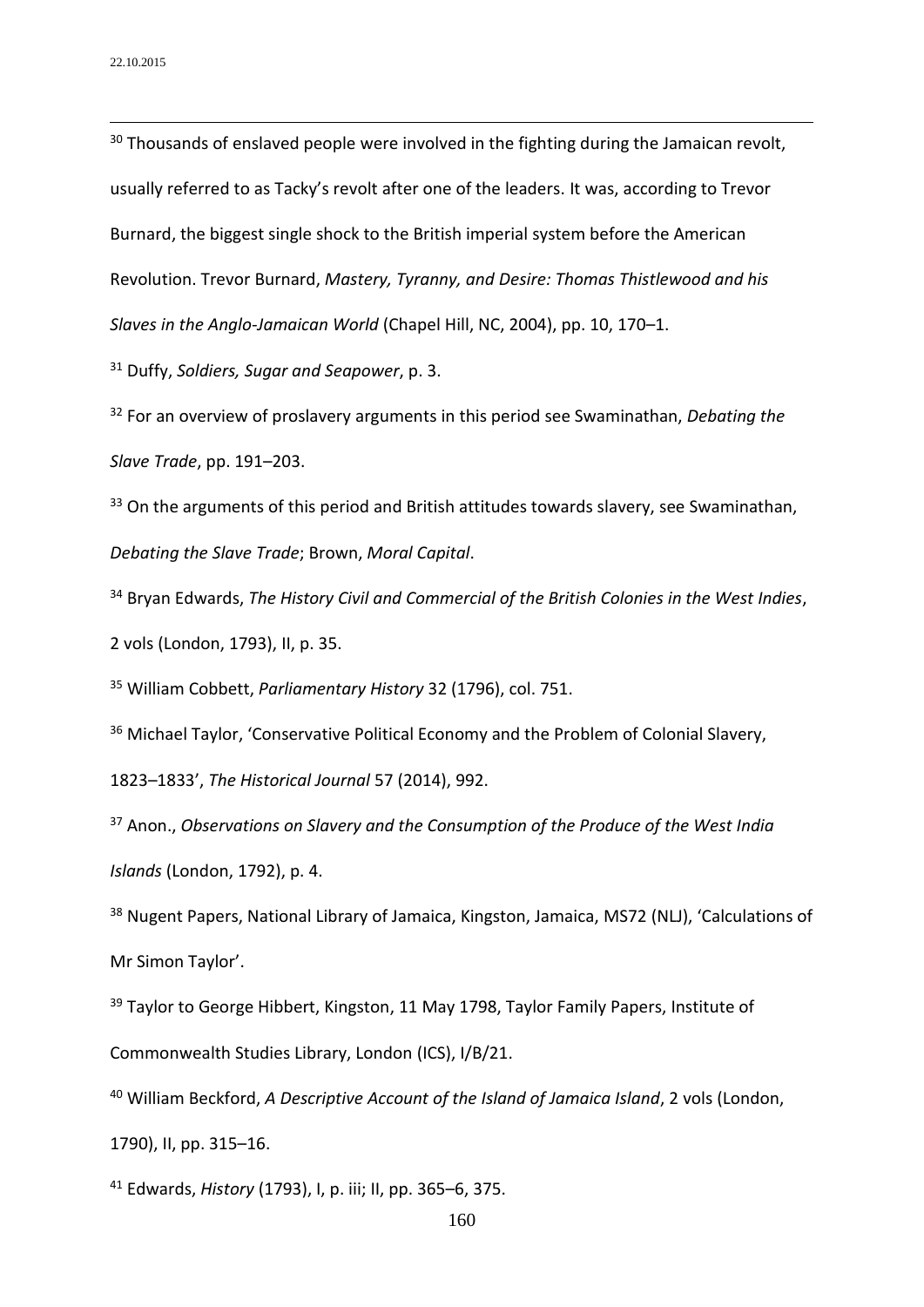[30] Thousands of enslaved people were involved in the fighting during the Jamaican revolt, usually referred to as Tacky's revolt after one of the leaders. It was, according to Trevor Burnard, the biggest single shock to the British imperial system before the American Revolution. Trevor Burnard, *Mastery, Tyranny, and Desire: Thomas Thistlewood and his Slaves in the Anglo-Jamaican World* (Chapel Hill, NC, 2004), pp. 10, 170–1.

[31] Duffy, *Soldiers, Sugar and Seapower*, p. 3.

[32] For an overview of proslavery arguments in this period see Swaminathan, *Debating the Slave Trade*, pp. 191–203.

[33] On the arguments of this period and British attitudes towards slavery, see Swaminathan, *Debating the Slave Trade*; Brown, *Moral Capital*.

[34] Bryan Edwards, *The History Civil and Commercial of the British Colonies in the West Indies*, 2 vols (London, 1793), II, p. 35.

[35] William Cobbett, *Parliamentary History* 32 (1796), col. 751.

[36] Michael Taylor, 'Conservative Political Economy and the Problem of Colonial Slavery, 1823–1833', *The Historical Journal* 57 (2014), 992.

[37] Anon., *Observations on Slavery and the Consumption of the Produce of the West India Islands* (London, 1792), p. 4.

[38] Nugent Papers, National Library of Jamaica, Kingston, Jamaica, MS72 (NLJ), 'Calculations of Mr Simon Taylor'.

[39] Taylor to George Hibbert, Kingston, 11 May 1798, Taylor Family Papers, Institute of Commonwealth Studies Library, London (ICS), I/B/21.

[40] William Beckford, *A Descriptive Account of the Island of Jamaica Island*, 2 vols (London, 1790), II, pp. 315–16.

[41] Edwards, *History* (1793), I, p. iii; II, pp. 365–6, 375.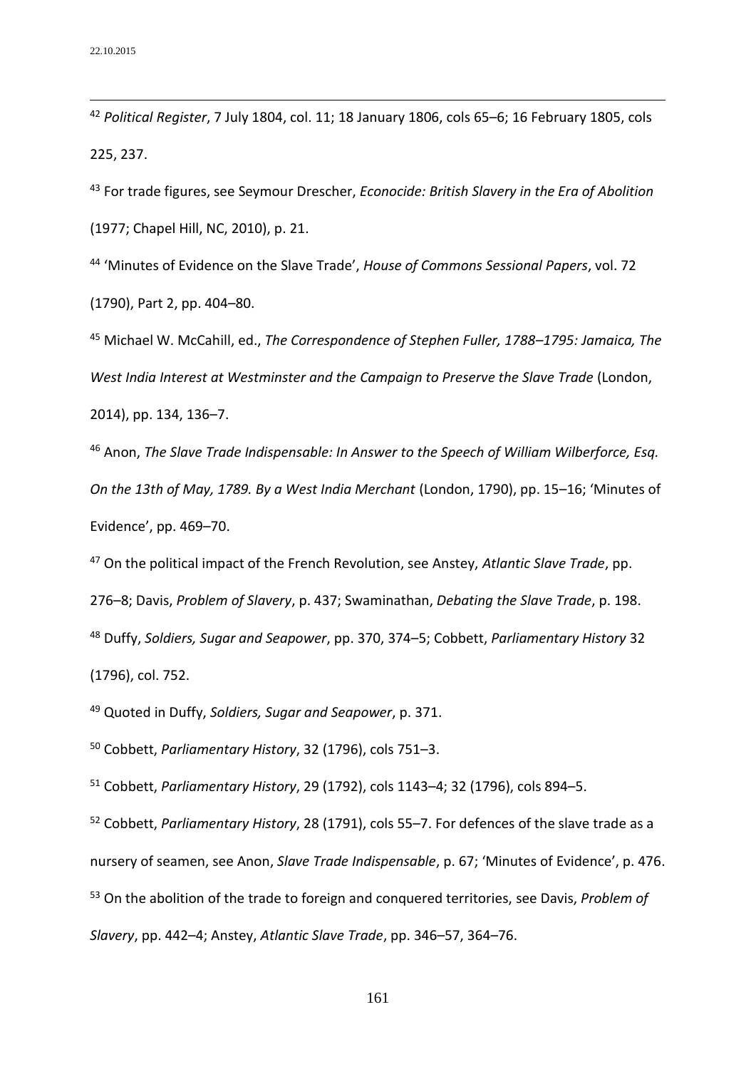[42] *Political Register*, 7 July 1804, col. 11; 18 January 1806, cols 65–6; 16 February 1805, cols 225, 237.

[43] For trade figures, see Seymour Drescher, *Econocide: British Slavery in the Era of Abolition* (1977; Chapel Hill, NC, 2010), p. 21.

[44] 'Minutes of Evidence on the Slave Trade', *House of Commons Sessional Papers*, vol. 72 (1790), Part 2, pp. 404–80.

[45] Michael W. McCahill, ed., *The Correspondence of Stephen Fuller, 1788–1795: Jamaica, The West India Interest at Westminster and the Campaign to Preserve the Slave Trade* (London, 2014), pp. 134, 136–7.

[46] Anon, *The Slave Trade Indispensable: In Answer to the Speech of William Wilberforce, Esq. On the 13th of May, 1789. By a West India Merchant* (London, 1790), pp. 15–16; 'Minutes of Evidence', pp. 469–70.

[47] On the political impact of the French Revolution, see Anstey, *Atlantic Slave Trade*, pp. 276–8; Davis, *Problem of Slavery*, p. 437; Swaminathan, *Debating the Slave Trade*, p. 198.

[48] Duffy, *Soldiers, Sugar and Seapower*, pp. 370, 374–5; Cobbett, *Parliamentary History* 32 (1796), col. 752.

[49] Quoted in Duffy, *Soldiers, Sugar and Seapower*, p. 371.

[50] Cobbett, *Parliamentary History*, 32 (1796), cols 751–3.

[51] Cobbett, *Parliamentary History*, 29 (1792), cols 1143–4; 32 (1796), cols 894–5.

[52] Cobbett, *Parliamentary History*, 28 (1791), cols 55–7. For defences of the slave trade as a nursery of seamen, see Anon, *Slave Trade Indispensable*, p. 67; 'Minutes of Evidence', p. 476.

[53] On the abolition of the trade to foreign and conquered territories, see Davis, *Problem of Slavery*, pp. 442–4; Anstey, *Atlantic Slave Trade*, pp. 346–57, 364–76.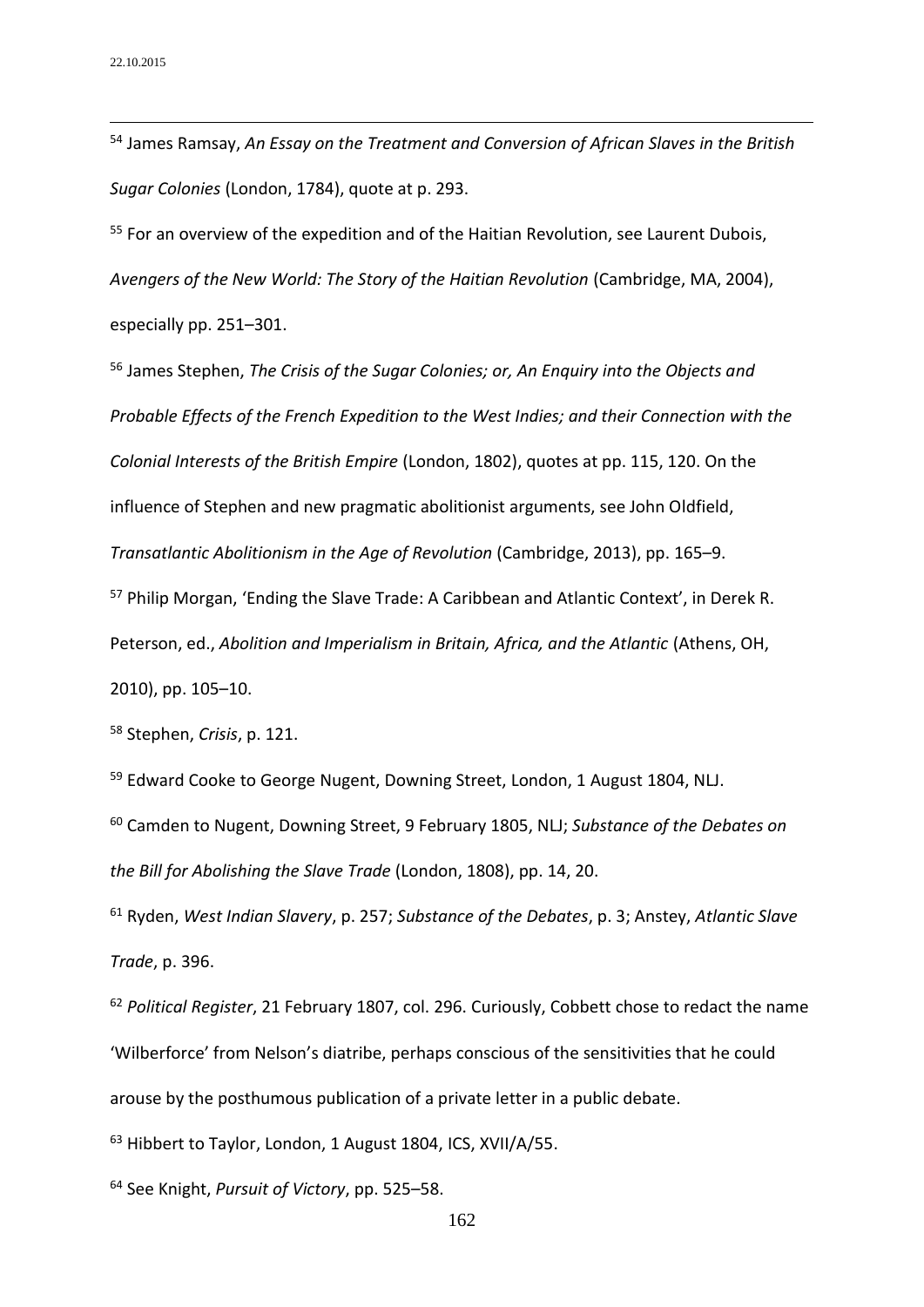[54] James Ramsay, *An Essay on the Treatment and Conversion of African Slaves in the British Sugar Colonies* (London, 1784), quote at p. 293.

[55] For an overview of the expedition and of the Haitian Revolution, see Laurent Dubois, *Avengers of the New World: The Story of the Haitian Revolution* (Cambridge, MA, 2004), especially pp. 251–301.

[56] James Stephen, *The Crisis of the Sugar Colonies; or, An Enquiry into the Objects and Probable Effects of the French Expedition to the West Indies; and their Connection with the Colonial Interests of the British Empire* (London, 1802), quotes at pp. 115, 120. On the influence of Stephen and new pragmatic abolitionist arguments, see John Oldfield, *Transatlantic Abolitionism in the Age of Revolution* (Cambridge, 2013), pp. 165–9.

[57] Philip Morgan, 'Ending the Slave Trade: A Caribbean and Atlantic Context', in Derek R. Peterson, ed., *Abolition and Imperialism in Britain, Africa, and the Atlantic* (Athens, OH, 2010), pp. 105–10.

[58] Stephen, *Crisis*, p. 121.

[59] Edward Cooke to George Nugent, Downing Street, London, 1 August 1804, NLJ.

[60] Camden to Nugent, Downing Street, 9 February 1805, NLJ; *Substance of the Debates on the Bill for Abolishing the Slave Trade* (London, 1808), pp. 14, 20.

[61] Ryden, *West Indian Slavery*, p. 257; *Substance of the Debates*, p. 3; Anstey, *Atlantic Slave Trade*, p. 396.

[62] *Political Register*, 21 February 1807, col. 296. Curiously, Cobbett chose to redact the name 'Wilberforce' from Nelson's diatribe, perhaps conscious of the sensitivities that he could arouse by the posthumous publication of a private letter in a public debate.

[63] Hibbert to Taylor, London, 1 August 1804, ICS, XVII/A/55.

[64] See Knight, *Pursuit of Victory*, pp. 525–58.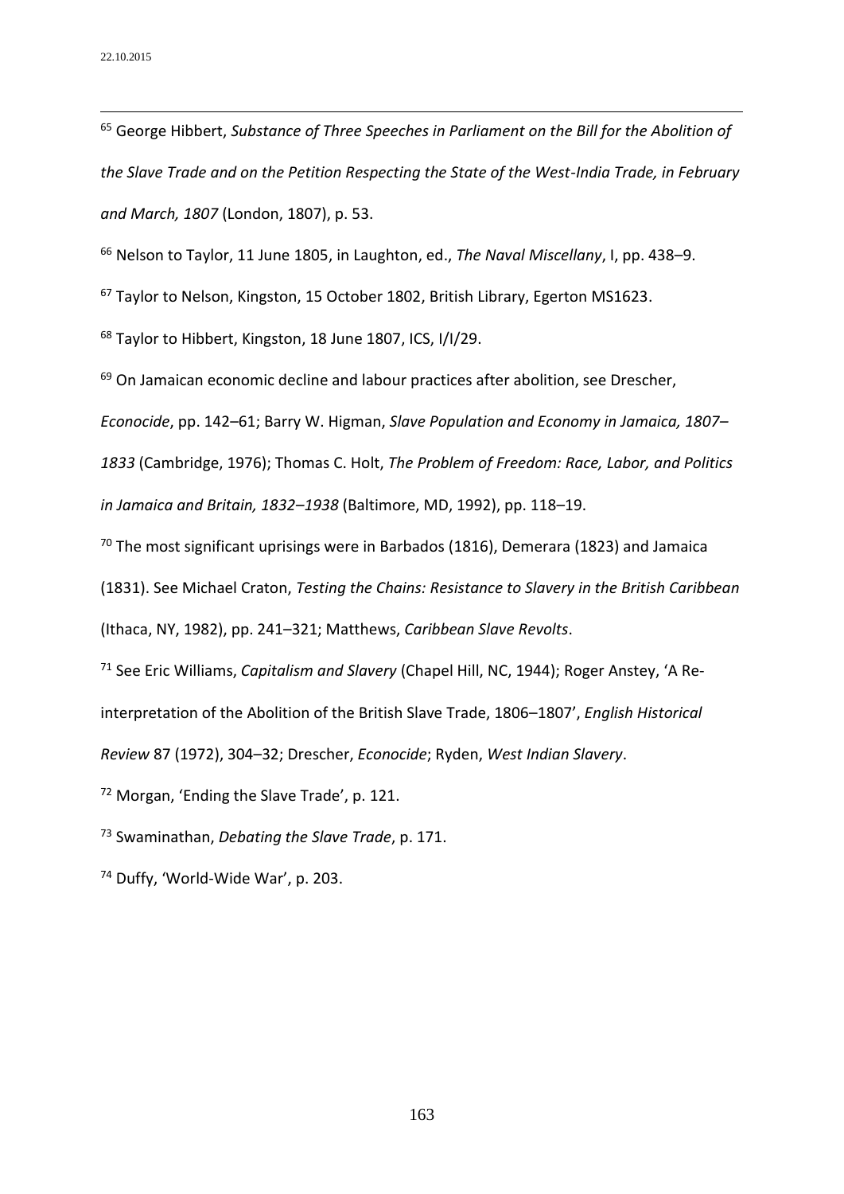[65] George Hibbert, *Substance of Three Speeches in Parliament on the Bill for the Abolition of the Slave Trade and on the Petition Respecting the State of the West-India Trade, in February and March, 1807* (London, 1807), p. 53.

[66] Nelson to Taylor, 11 June 1805, in Laughton, ed., *The Naval Miscellany*, I, pp. 438–9.

[67] Taylor to Nelson, Kingston, 15 October 1802, British Library, Egerton MS1623.

[68] Taylor to Hibbert, Kingston, 18 June 1807, ICS, I/I/29.

[69] On Jamaican economic decline and labour practices after abolition, see Drescher, *Econocide*, pp. 142–61; Barry W. Higman, *Slave Population and Economy in Jamaica, 1807–1833* (Cambridge, 1976); Thomas C. Holt, *The Problem of Freedom: Race, Labor, and Politics in Jamaica and Britain, 1832–1938* (Baltimore, MD, 1992), pp. 118–19.

[70] The most significant uprisings were in Barbados (1816), Demerara (1823) and Jamaica (1831). See Michael Craton, *Testing the Chains: Resistance to Slavery in the British Caribbean* (Ithaca, NY, 1982), pp. 241–321; Matthews, *Caribbean Slave Revolts*.

[71] See Eric Williams, *Capitalism and Slavery* (Chapel Hill, NC, 1944); Roger Anstey, 'A Re-interpretation of the Abolition of the British Slave Trade, 1806–1807', *English Historical Review* 87 (1972), 304–32; Drescher, *Econocide*; Ryden, *West Indian Slavery*.

[72] Morgan, 'Ending the Slave Trade', p. 121.

[73] Swaminathan, *Debating the Slave Trade*, p. 171.

[74] Duffy, 'World-Wide War', p. 203.